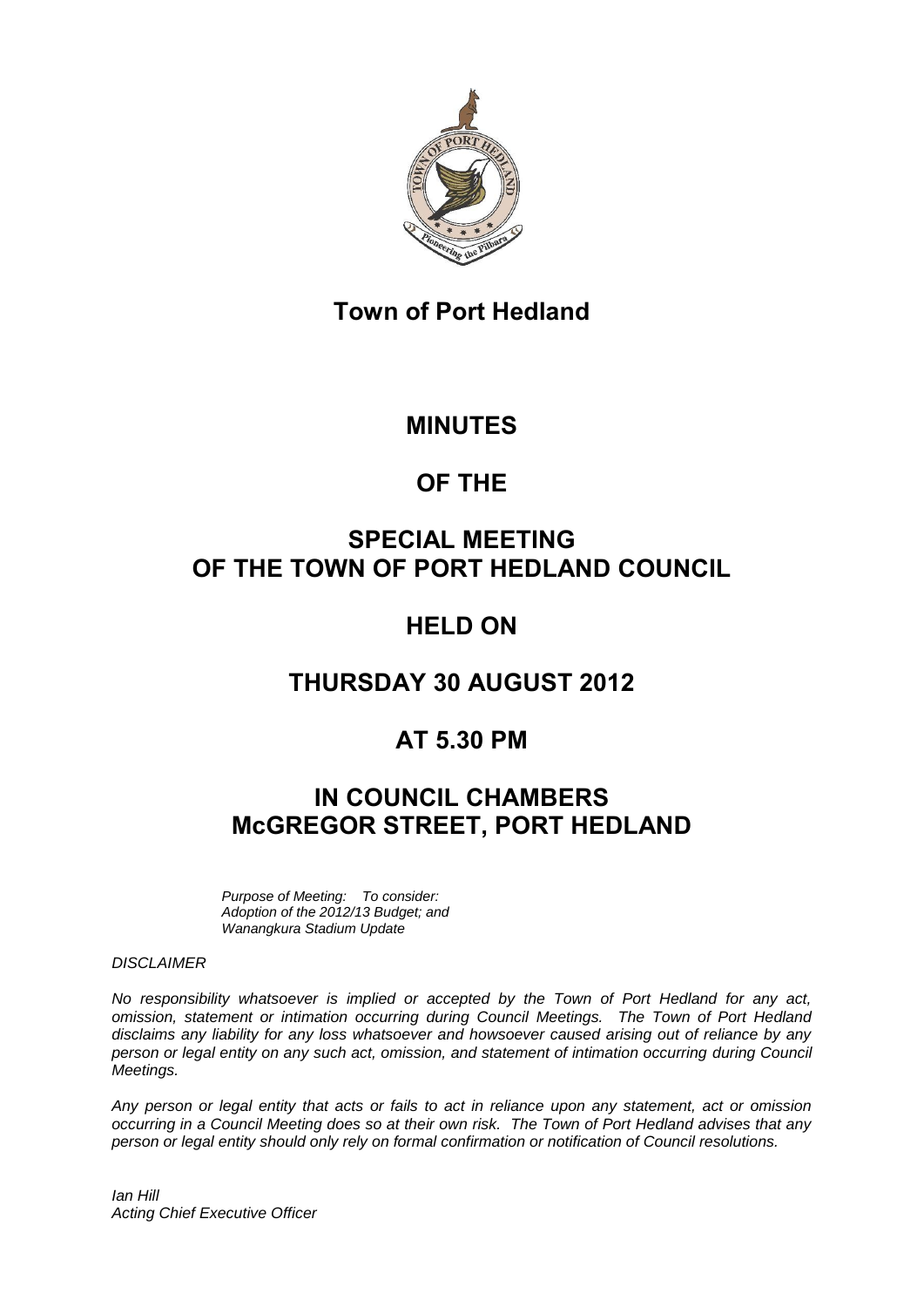# Town of Port Hedland

# MINUTES

# OF THE

# SPECIAL MEETING OF THE TOWN OF PORT HEDLAND COUNCIL

# HELD ON

# THURSDAY 30 AUGUST 2012

# AT 5.30 PM

# IN COUNCIL CHAMBERS McGREGOR STREET, PORT HEDLAND

*Purpose of Meeting: To consider:*
*Adoption of the 2012/13 Budget; and*
*Wanangkura Stadium Update*

*DISCLAIMER*

*No responsibility whatsoever is implied or accepted by the Town of Port Hedland for any act, omission, statement or intimation occurring during Council Meetings. The Town of Port Hedland disclaims any liability for any loss whatsoever and howsoever caused arising out of reliance by any person or legal entity on any such act, omission, and statement of intimation occurring during Council Meetings.*

*Any person or legal entity that acts or fails to act in reliance upon any statement, act or omission occurring in a Council Meeting does so at their own risk. The Town of Port Hedland advises that any person or legal entity should only rely on formal confirmation or notification of Council resolutions.*

*Ian Hill*
*Acting Chief Executive Officer*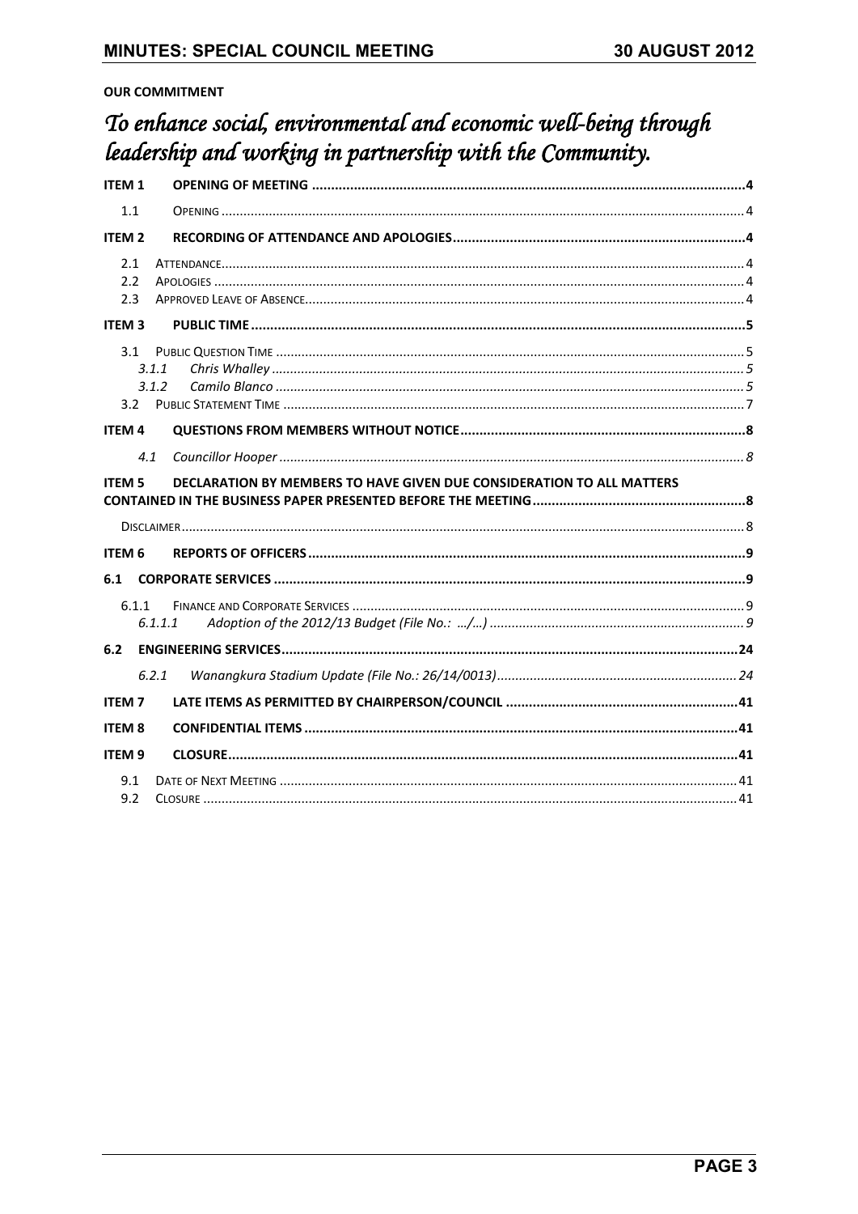**OUR COMMITMENT**

*To enhance social, environmental and economic well-being through leadership and working in partnership with the Community.*

**ITEM 1 OPENING OF MEETING** ..... 4

1.1 OPENING ..... 4

**ITEM 2 RECORDING OF ATTENDANCE AND APOLOGIES** ..... 4

2.1 ATTENDANCE ..... 4
2.2 APOLOGIES ..... 4
2.3 APPROVED LEAVE OF ABSENCE ..... 4

**ITEM 3 PUBLIC TIME** ..... 5

3.1 PUBLIC QUESTION TIME ..... 5
*3.1.1 Chris Whalley* ..... 5
*3.1.2 Camilo Blanco* ..... 5
3.2 PUBLIC STATEMENT TIME ..... 7

**ITEM 4 QUESTIONS FROM MEMBERS WITHOUT NOTICE** ..... 8

*4.1 Councillor Hooper* ..... 8

**ITEM 5 DECLARATION BY MEMBERS TO HAVE GIVEN DUE CONSIDERATION TO ALL MATTERS CONTAINED IN THE BUSINESS PAPER PRESENTED BEFORE THE MEETING** ..... 8

DISCLAIMER ..... 8

**ITEM 6 REPORTS OF OFFICERS** ..... 9

**6.1 CORPORATE SERVICES** ..... 9

6.1.1 FINANCE AND CORPORATE SERVICES ..... 9
*6.1.1.1 Adoption of the 2012/13 Budget (File No.: …/…)* ..... 9

**6.2 ENGINEERING SERVICES** ..... 24

*6.2.1 Wanangkura Stadium Update (File No.: 26/14/0013)* ..... 24

**ITEM 7 LATE ITEMS AS PERMITTED BY CHAIRPERSON/COUNCIL** ..... 41

**ITEM 8 CONFIDENTIAL ITEMS** ..... 41

**ITEM 9 CLOSURE** ..... 41

9.1 DATE OF NEXT MEETING ..... 41
9.2 CLOSURE ..... 41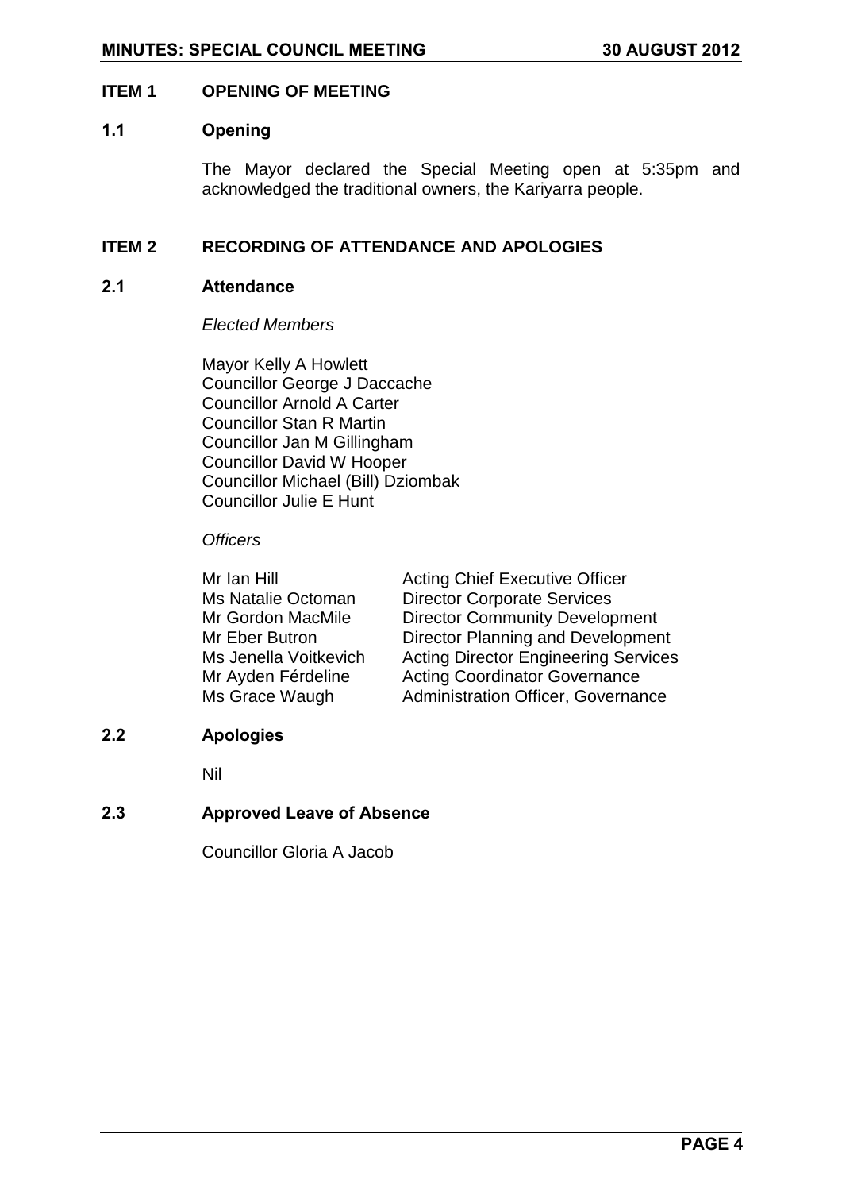## ITEM 1 OPENING OF MEETING

### 1.1 Opening

The Mayor declared the Special Meeting open at 5:35pm and acknowledged the traditional owners, the Kariyarra people.

## ITEM 2 RECORDING OF ATTENDANCE AND APOLOGIES

### 2.1 Attendance

*Elected Members*

Mayor Kelly A Howlett
Councillor George J Daccache
Councillor Arnold A Carter
Councillor Stan R Martin
Councillor Jan M Gillingham
Councillor David W Hooper
Councillor Michael (Bill) Dziombak
Councillor Julie E Hunt

*Officers*

| | |
|---|---|
| Mr Ian Hill | Acting Chief Executive Officer |
| Ms Natalie Octoman | Director Corporate Services |
| Mr Gordon MacMile | Director Community Development |
| Mr Eber Butron | Director Planning and Development |
| Ms Jenella Voitkevich | Acting Director Engineering Services |
| Mr Ayden Férdeline | Acting Coordinator Governance |
| Ms Grace Waugh | Administration Officer, Governance |

### 2.2 Apologies

Nil

### 2.3 Approved Leave of Absence

Councillor Gloria A Jacob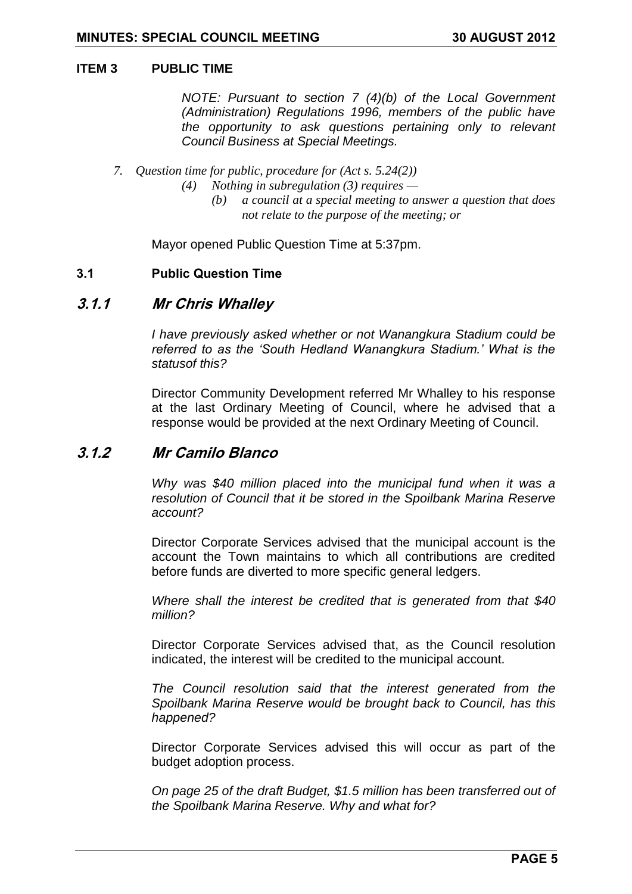## ITEM 3 PUBLIC TIME

*NOTE: Pursuant to section 7 (4)(b) of the Local Government (Administration) Regulations 1996, members of the public have the opportunity to ask questions pertaining only to relevant Council Business at Special Meetings.*

*7. Question time for public, procedure for (Act s. 5.24(2))*

*(4) Nothing in subregulation (3) requires —*

*(b) a council at a special meeting to answer a question that does not relate to the purpose of the meeting; or*

Mayor opened Public Question Time at 5:37pm.

### 3.1 Public Question Time

### 3.1.1 Mr Chris Whalley

*I have previously asked whether or not Wanangkura Stadium could be referred to as the 'South Hedland Wanangkura Stadium.' What is the statusof this?*

Director Community Development referred Mr Whalley to his response at the last Ordinary Meeting of Council, where he advised that a response would be provided at the next Ordinary Meeting of Council.

### 3.1.2 Mr Camilo Blanco

*Why was $40 million placed into the municipal fund when it was a resolution of Council that it be stored in the Spoilbank Marina Reserve account?*

Director Corporate Services advised that the municipal account is the account the Town maintains to which all contributions are credited before funds are diverted to more specific general ledgers.

*Where shall the interest be credited that is generated from that $40 million?*

Director Corporate Services advised that, as the Council resolution indicated, the interest will be credited to the municipal account.

*The Council resolution said that the interest generated from the Spoilbank Marina Reserve would be brought back to Council, has this happened?*

Director Corporate Services advised this will occur as part of the budget adoption process.

*On page 25 of the draft Budget, $1.5 million has been transferred out of the Spoilbank Marina Reserve. Why and what for?*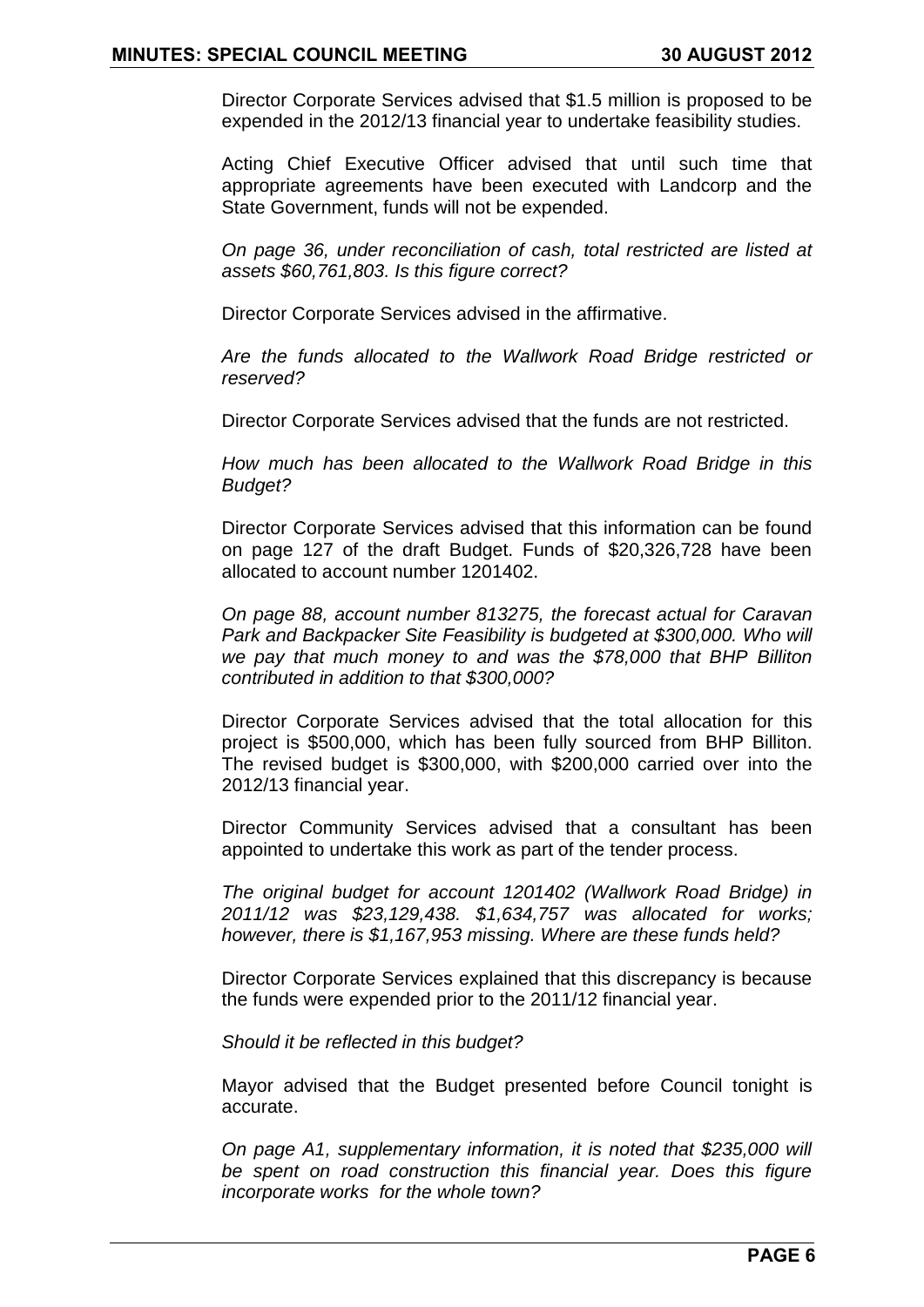Director Corporate Services advised that $1.5 million is proposed to be expended in the 2012/13 financial year to undertake feasibility studies.

Acting Chief Executive Officer advised that until such time that appropriate agreements have been executed with Landcorp and the State Government, funds will not be expended.

*On page 36, under reconciliation of cash, total restricted are listed at assets $60,761,803. Is this figure correct?*

Director Corporate Services advised in the affirmative.

*Are the funds allocated to the Wallwork Road Bridge restricted or reserved?*

Director Corporate Services advised that the funds are not restricted.

*How much has been allocated to the Wallwork Road Bridge in this Budget?*

Director Corporate Services advised that this information can be found on page 127 of the draft Budget. Funds of $20,326,728 have been allocated to account number 1201402.

*On page 88, account number 813275, the forecast actual for Caravan Park and Backpacker Site Feasibility is budgeted at $300,000. Who will we pay that much money to and was the $78,000 that BHP Billiton contributed in addition to that $300,000?*

Director Corporate Services advised that the total allocation for this project is $500,000, which has been fully sourced from BHP Billiton. The revised budget is $300,000, with $200,000 carried over into the 2012/13 financial year.

Director Community Services advised that a consultant has been appointed to undertake this work as part of the tender process.

*The original budget for account 1201402 (Wallwork Road Bridge) in 2011/12 was $23,129,438. $1,634,757 was allocated for works; however, there is $1,167,953 missing. Where are these funds held?*

Director Corporate Services explained that this discrepancy is because the funds were expended prior to the 2011/12 financial year.

*Should it be reflected in this budget?*

Mayor advised that the Budget presented before Council tonight is accurate.

*On page A1, supplementary information, it is noted that $235,000 will be spent on road construction this financial year. Does this figure incorporate works for the whole town?*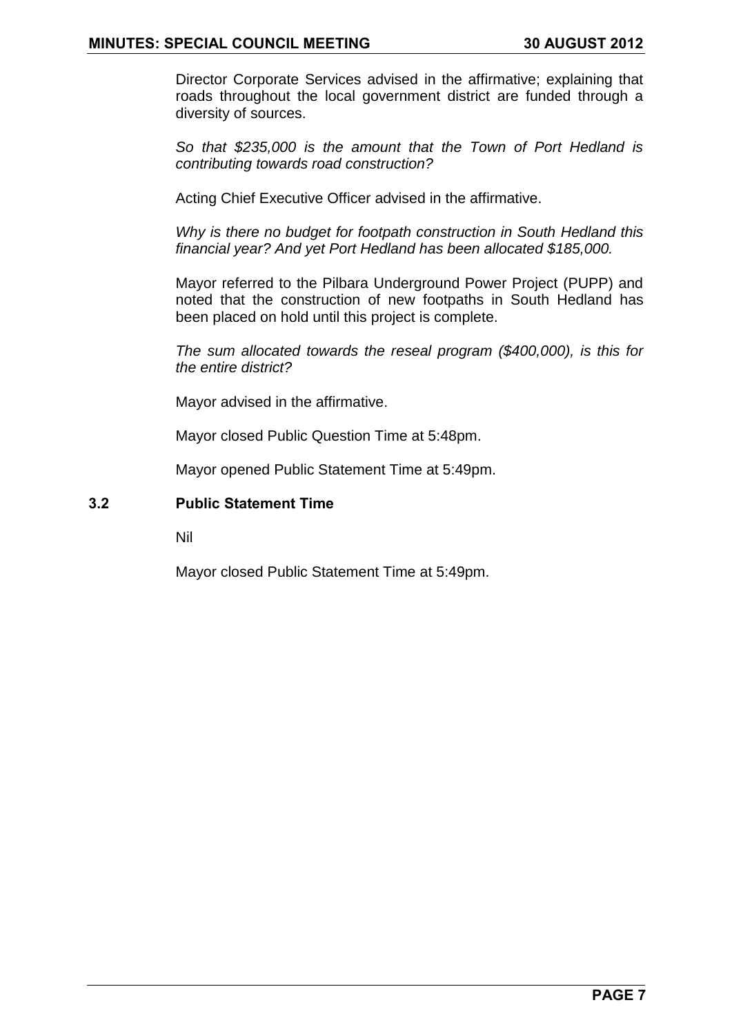Director Corporate Services advised in the affirmative; explaining that roads throughout the local government district are funded through a diversity of sources.

*So that $235,000 is the amount that the Town of Port Hedland is contributing towards road construction?*

Acting Chief Executive Officer advised in the affirmative.

*Why is there no budget for footpath construction in South Hedland this financial year? And yet Port Hedland has been allocated $185,000.*

Mayor referred to the Pilbara Underground Power Project (PUPP) and noted that the construction of new footpaths in South Hedland has been placed on hold until this project is complete.

*The sum allocated towards the reseal program ($400,000), is this for the entire district?*

Mayor advised in the affirmative.

Mayor closed Public Question Time at 5:48pm.

Mayor opened Public Statement Time at 5:49pm.

### 3.2 Public Statement Time

Nil

Mayor closed Public Statement Time at 5:49pm.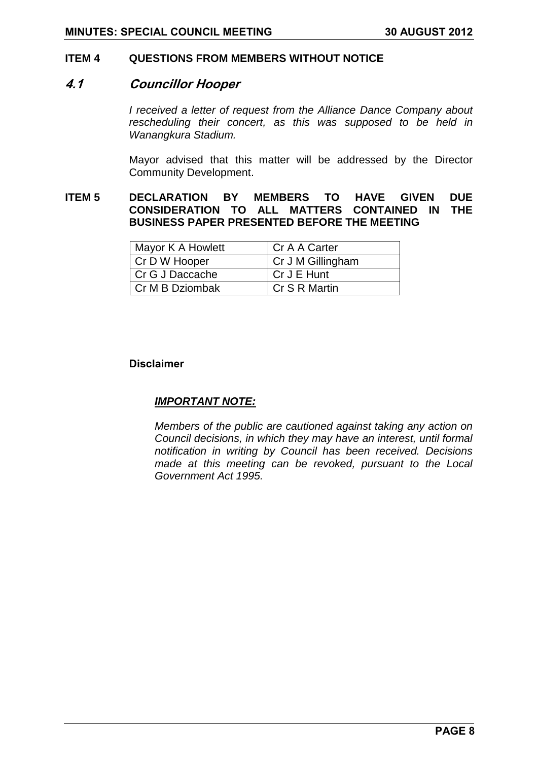## ITEM 4 QUESTIONS FROM MEMBERS WITHOUT NOTICE

### *4.1 Councillor Hooper*

*I received a letter of request from the Alliance Dance Company about rescheduling their concert, as this was supposed to be held in Wanangkura Stadium.*

Mayor advised that this matter will be addressed by the Director Community Development.

## ITEM 5 DECLARATION BY MEMBERS TO HAVE GIVEN DUE CONSIDERATION TO ALL MATTERS CONTAINED IN THE BUSINESS PAPER PRESENTED BEFORE THE MEETING

| Mayor K A Howlett | Cr A A Carter |
|---|---|
| Cr D W Hooper | Cr J M Gillingham |
| Cr G J Daccache | Cr J E Hunt |
| Cr M B Dziombak | Cr S R Martin |

**Disclaimer**

***IMPORTANT NOTE:***

*Members of the public are cautioned against taking any action on Council decisions, in which they may have an interest, until formal notification in writing by Council has been received. Decisions made at this meeting can be revoked, pursuant to the Local Government Act 1995.*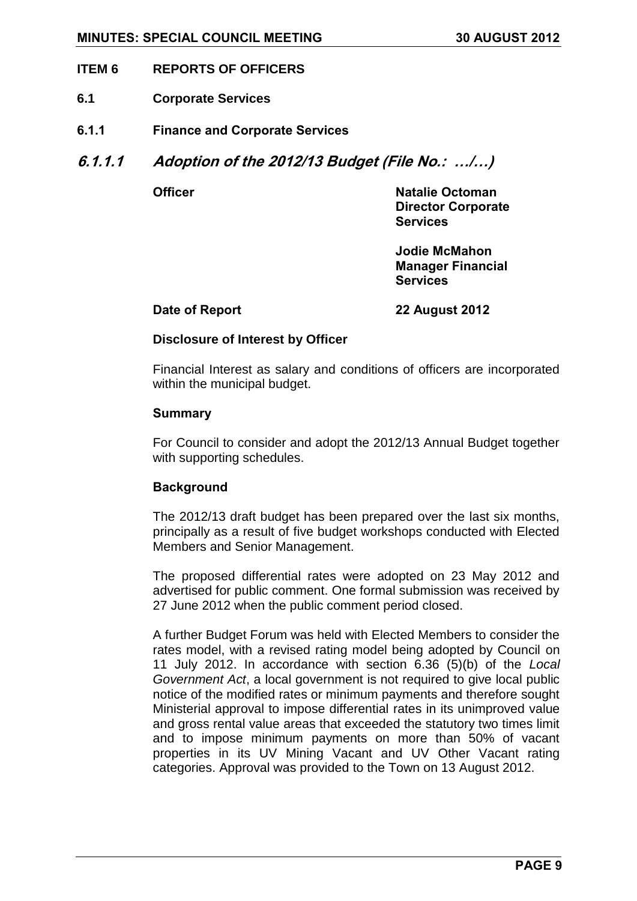## ITEM 6 REPORTS OF OFFICERS

### 6.1 Corporate Services

### 6.1.1 Finance and Corporate Services

### *6.1.1.1 Adoption of the 2012/13 Budget (File No.: …/…)*

**Officer** **Natalie Octoman**
**Director Corporate Services**

**Jodie McMahon**
**Manager Financial Services**

**Date of Report** **22 August 2012**

**Disclosure of Interest by Officer**

Financial Interest as salary and conditions of officers are incorporated within the municipal budget.

**Summary**

For Council to consider and adopt the 2012/13 Annual Budget together with supporting schedules.

**Background**

The 2012/13 draft budget has been prepared over the last six months, principally as a result of five budget workshops conducted with Elected Members and Senior Management.

The proposed differential rates were adopted on 23 May 2012 and advertised for public comment. One formal submission was received by 27 June 2012 when the public comment period closed.

A further Budget Forum was held with Elected Members to consider the rates model, with a revised rating model being adopted by Council on 11 July 2012. In accordance with section 6.36 (5)(b) of the *Local Government Act*, a local government is not required to give local public notice of the modified rates or minimum payments and therefore sought Ministerial approval to impose differential rates in its unimproved value and gross rental value areas that exceeded the statutory two times limit and to impose minimum payments on more than 50% of vacant properties in its UV Mining Vacant and UV Other Vacant rating categories. Approval was provided to the Town on 13 August 2012.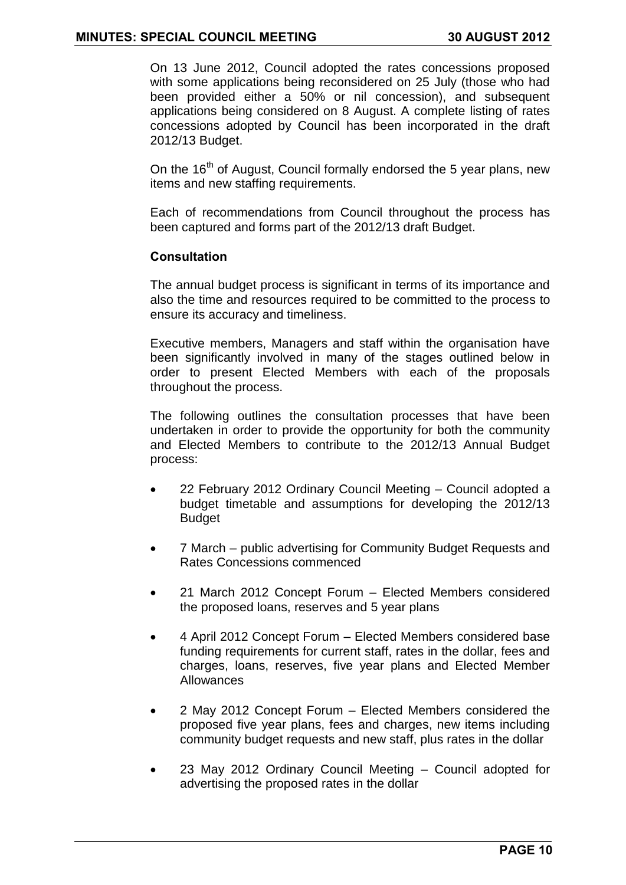On 13 June 2012, Council adopted the rates concessions proposed with some applications being reconsidered on 25 July (those who had been provided either a 50% or nil concession), and subsequent applications being considered on 8 August. A complete listing of rates concessions adopted by Council has been incorporated in the draft 2012/13 Budget.

On the 16th of August, Council formally endorsed the 5 year plans, new items and new staffing requirements.

Each of recommendations from Council throughout the process has been captured and forms part of the 2012/13 draft Budget.

**Consultation**

The annual budget process is significant in terms of its importance and also the time and resources required to be committed to the process to ensure its accuracy and timeliness.

Executive members, Managers and staff within the organisation have been significantly involved in many of the stages outlined below in order to present Elected Members with each of the proposals throughout the process.

The following outlines the consultation processes that have been undertaken in order to provide the opportunity for both the community and Elected Members to contribute to the 2012/13 Annual Budget process:

- 22 February 2012 Ordinary Council Meeting – Council adopted a budget timetable and assumptions for developing the 2012/13 Budget
- 7 March – public advertising for Community Budget Requests and Rates Concessions commenced
- 21 March 2012 Concept Forum – Elected Members considered the proposed loans, reserves and 5 year plans
- 4 April 2012 Concept Forum – Elected Members considered base funding requirements for current staff, rates in the dollar, fees and charges, loans, reserves, five year plans and Elected Member Allowances
- 2 May 2012 Concept Forum – Elected Members considered the proposed five year plans, fees and charges, new items including community budget requests and new staff, plus rates in the dollar
- 23 May 2012 Ordinary Council Meeting – Council adopted for advertising the proposed rates in the dollar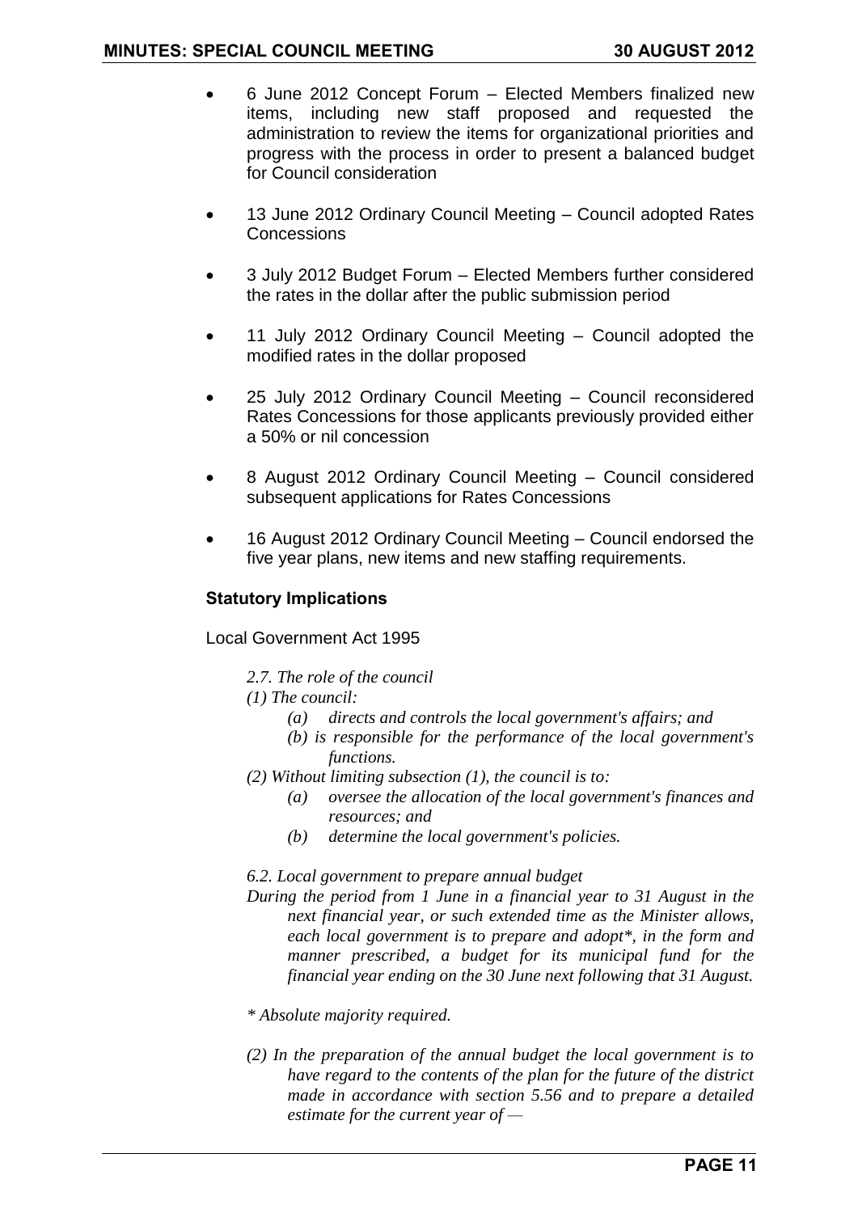- 6 June 2012 Concept Forum – Elected Members finalized new items, including new staff proposed and requested the administration to review the items for organizational priorities and progress with the process in order to present a balanced budget for Council consideration

- 13 June 2012 Ordinary Council Meeting – Council adopted Rates Concessions

- 3 July 2012 Budget Forum – Elected Members further considered the rates in the dollar after the public submission period

- 11 July 2012 Ordinary Council Meeting – Council adopted the modified rates in the dollar proposed

- 25 July 2012 Ordinary Council Meeting – Council reconsidered Rates Concessions for those applicants previously provided either a 50% or nil concession

- 8 August 2012 Ordinary Council Meeting – Council considered subsequent applications for Rates Concessions

- 16 August 2012 Ordinary Council Meeting – Council endorsed the five year plans, new items and new staffing requirements.

**Statutory Implications**

Local Government Act 1995

*2.7. The role of the council*

*(1) The council:*

*(a) directs and controls the local government's affairs; and*

*(b) is responsible for the performance of the local government's functions.*

*(2) Without limiting subsection (1), the council is to:*

*(a) oversee the allocation of the local government's finances and resources; and*

*(b) determine the local government's policies.*

*6.2. Local government to prepare annual budget*

*During the period from 1 June in a financial year to 31 August in the next financial year, or such extended time as the Minister allows, each local government is to prepare and adopt*, in the form and manner prescribed, a budget for its municipal fund for the financial year ending on the 30 June next following that 31 August.*

** Absolute majority required.*

*(2) In the preparation of the annual budget the local government is to have regard to the contents of the plan for the future of the district made in accordance with section 5.56 and to prepare a detailed estimate for the current year of —*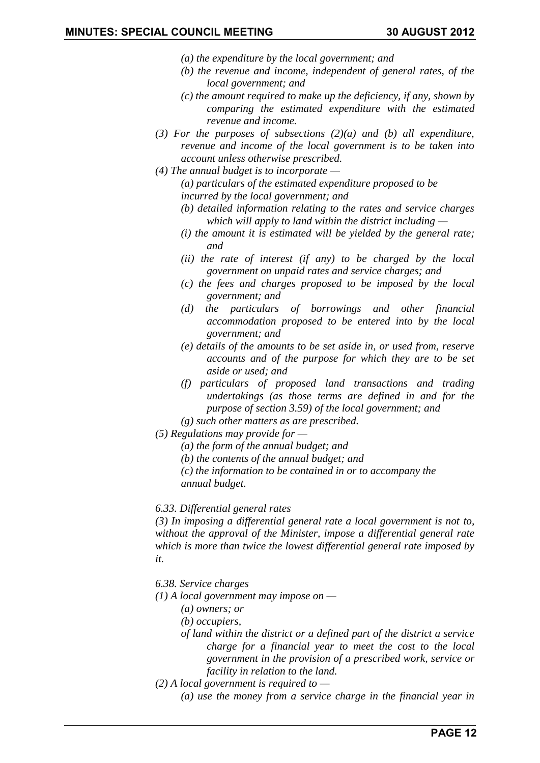*(a) the expenditure by the local government; and*

*(b) the revenue and income, independent of general rates, of the local government; and*

*(c) the amount required to make up the deficiency, if any, shown by comparing the estimated expenditure with the estimated revenue and income.*

*(3) For the purposes of subsections (2)(a) and (b) all expenditure, revenue and income of the local government is to be taken into account unless otherwise prescribed.*

*(4) The annual budget is to incorporate —*

*(a) particulars of the estimated expenditure proposed to be incurred by the local government; and*

*(b) detailed information relating to the rates and service charges which will apply to land within the district including —*

*(i) the amount it is estimated will be yielded by the general rate; and*

*(ii) the rate of interest (if any) to be charged by the local government on unpaid rates and service charges; and*

*(c) the fees and charges proposed to be imposed by the local government; and*

*(d) the particulars of borrowings and other financial accommodation proposed to be entered into by the local government; and*

*(e) details of the amounts to be set aside in, or used from, reserve accounts and of the purpose for which they are to be set aside or used; and*

*(f) particulars of proposed land transactions and trading undertakings (as those terms are defined in and for the purpose of section 3.59) of the local government; and*

*(g) such other matters as are prescribed.*

*(5) Regulations may provide for —*

*(a) the form of the annual budget; and*

*(b) the contents of the annual budget; and*

*(c) the information to be contained in or to accompany the annual budget.*

*6.33. Differential general rates*

*(3) In imposing a differential general rate a local government is not to, without the approval of the Minister, impose a differential general rate which is more than twice the lowest differential general rate imposed by it.*

*6.38. Service charges*

*(1) A local government may impose on —*

*(a) owners; or*

*(b) occupiers,*

*of land within the district or a defined part of the district a service charge for a financial year to meet the cost to the local government in the provision of a prescribed work, service or facility in relation to the land.*

*(2) A local government is required to —*

*(a) use the money from a service charge in the financial year in*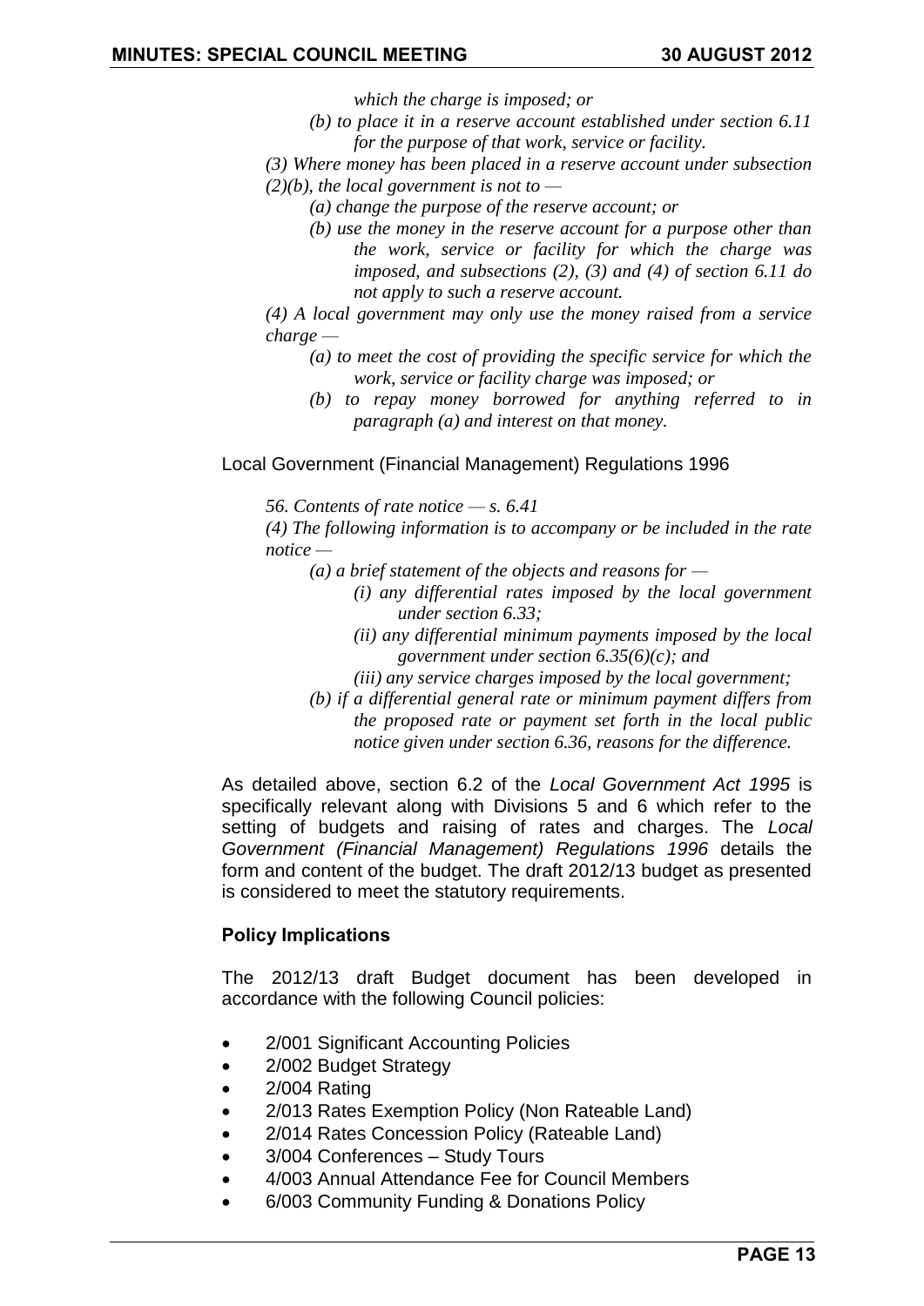*which the charge is imposed; or*

*(b) to place it in a reserve account established under section 6.11 for the purpose of that work, service or facility.*

*(3) Where money has been placed in a reserve account under subsection (2)(b), the local government is not to —*

*(a) change the purpose of the reserve account; or*

*(b) use the money in the reserve account for a purpose other than the work, service or facility for which the charge was imposed, and subsections (2), (3) and (4) of section 6.11 do not apply to such a reserve account.*

*(4) A local government may only use the money raised from a service charge —*

*(a) to meet the cost of providing the specific service for which the work, service or facility charge was imposed; or*

*(b) to repay money borrowed for anything referred to in paragraph (a) and interest on that money.*

Local Government (Financial Management) Regulations 1996

*56. Contents of rate notice — s. 6.41*

*(4) The following information is to accompany or be included in the rate notice —*

*(a) a brief statement of the objects and reasons for —*

*(i) any differential rates imposed by the local government under section 6.33;*

*(ii) any differential minimum payments imposed by the local government under section 6.35(6)(c); and*

*(iii) any service charges imposed by the local government;*

*(b) if a differential general rate or minimum payment differs from the proposed rate or payment set forth in the local public notice given under section 6.36, reasons for the difference.*

As detailed above, section 6.2 of the *Local Government Act 1995* is specifically relevant along with Divisions 5 and 6 which refer to the setting of budgets and raising of rates and charges. The *Local Government (Financial Management) Regulations 1996* details the form and content of the budget. The draft 2012/13 budget as presented is considered to meet the statutory requirements.

**Policy Implications**

The 2012/13 draft Budget document has been developed in accordance with the following Council policies:

- 2/001 Significant Accounting Policies
- 2/002 Budget Strategy
- 2/004 Rating
- 2/013 Rates Exemption Policy (Non Rateable Land)
- 2/014 Rates Concession Policy (Rateable Land)
- 3/004 Conferences – Study Tours
- 4/003 Annual Attendance Fee for Council Members
- 6/003 Community Funding & Donations Policy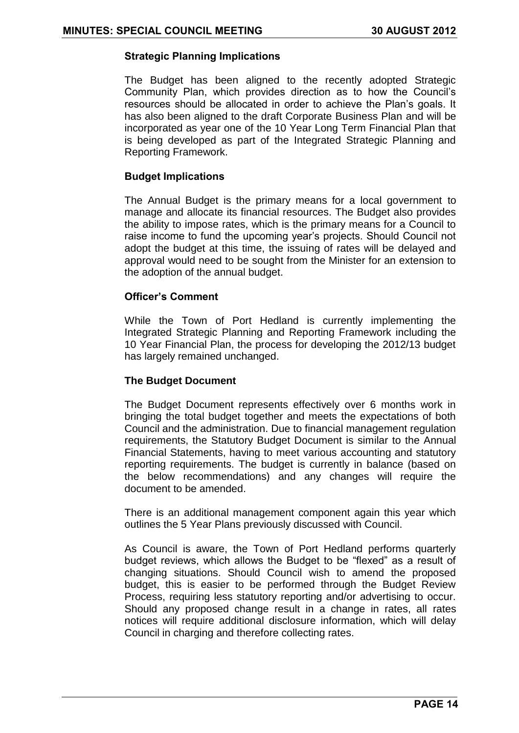### Strategic Planning Implications

The Budget has been aligned to the recently adopted Strategic Community Plan, which provides direction as to how the Council's resources should be allocated in order to achieve the Plan's goals. It has also been aligned to the draft Corporate Business Plan and will be incorporated as year one of the 10 Year Long Term Financial Plan that is being developed as part of the Integrated Strategic Planning and Reporting Framework.

### Budget Implications

The Annual Budget is the primary means for a local government to manage and allocate its financial resources. The Budget also provides the ability to impose rates, which is the primary means for a Council to raise income to fund the upcoming year's projects. Should Council not adopt the budget at this time, the issuing of rates will be delayed and approval would need to be sought from the Minister for an extension to the adoption of the annual budget.

### Officer's Comment

While the Town of Port Hedland is currently implementing the Integrated Strategic Planning and Reporting Framework including the 10 Year Financial Plan, the process for developing the 2012/13 budget has largely remained unchanged.

### The Budget Document

The Budget Document represents effectively over 6 months work in bringing the total budget together and meets the expectations of both Council and the administration. Due to financial management regulation requirements, the Statutory Budget Document is similar to the Annual Financial Statements, having to meet various accounting and statutory reporting requirements. The budget is currently in balance (based on the below recommendations) and any changes will require the document to be amended.

There is an additional management component again this year which outlines the 5 Year Plans previously discussed with Council.

As Council is aware, the Town of Port Hedland performs quarterly budget reviews, which allows the Budget to be "flexed" as a result of changing situations. Should Council wish to amend the proposed budget, this is easier to be performed through the Budget Review Process, requiring less statutory reporting and/or advertising to occur. Should any proposed change result in a change in rates, all rates notices will require additional disclosure information, which will delay Council in charging and therefore collecting rates.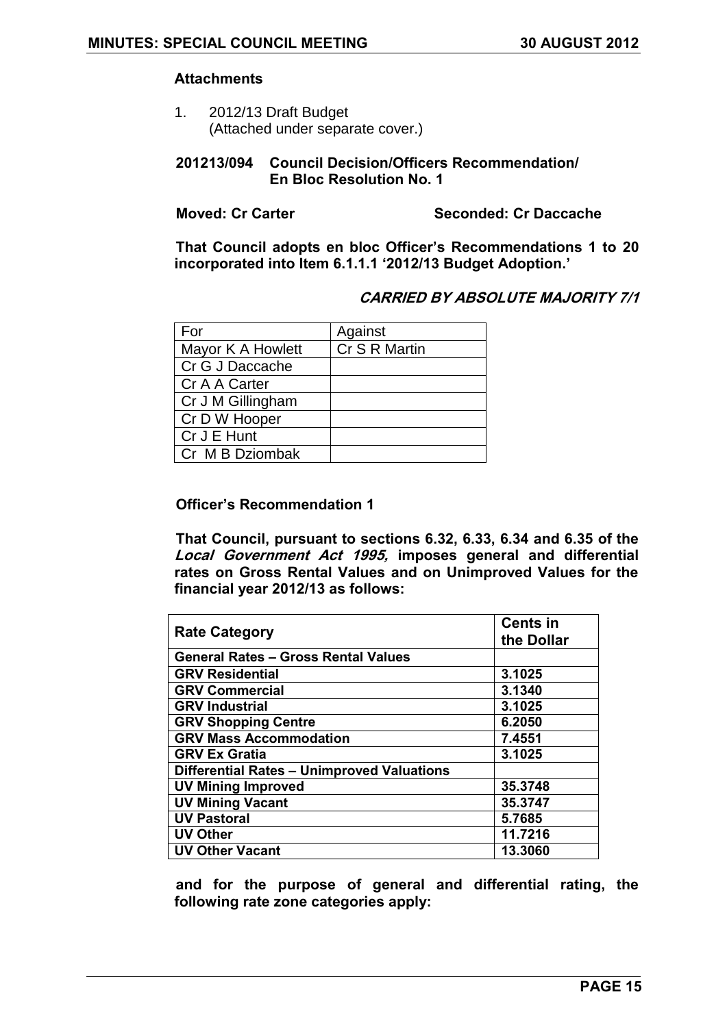### Attachments

1. 2012/13 Draft Budget
   (Attached under separate cover.)

**201213/094 Council Decision/Officers Recommendation/ En Bloc Resolution No. 1**

**Moved: Cr Carter** **Seconded: Cr Daccache**

**That Council adopts en bloc Officer's Recommendations 1 to 20 incorporated into Item 6.1.1.1 '2012/13 Budget Adoption.'**

***CARRIED BY ABSOLUTE MAJORITY 7/1***

| For | Against |
|---|---|
| Mayor K A Howlett | Cr S R Martin |
| Cr G J Daccache | |
| Cr A A Carter | |
| Cr J M Gillingham | |
| Cr D W Hooper | |
| Cr J E Hunt | |
| Cr M B Dziombak | |

**Officer's Recommendation 1**

**That Council, pursuant to sections 6.32, 6.33, 6.34 and 6.35 of the *Local Government Act 1995,* imposes general and differential rates on Gross Rental Values and on Unimproved Values for the financial year 2012/13 as follows:**

| Rate Category | Cents in the Dollar |
|---|---|
| **General Rates – Gross Rental Values** | |
| **GRV Residential** | **3.1025** |
| **GRV Commercial** | **3.1340** |
| **GRV Industrial** | **3.1025** |
| **GRV Shopping Centre** | **6.2050** |
| **GRV Mass Accommodation** | **7.4551** |
| **GRV Ex Gratia** | **3.1025** |
| **Differential Rates – Unimproved Valuations** | |
| **UV Mining Improved** | **35.3748** |
| **UV Mining Vacant** | **35.3747** |
| **UV Pastoral** | **5.7685** |
| **UV Other** | **11.7216** |
| **UV Other Vacant** | **13.3060** |

**and for the purpose of general and differential rating, the following rate zone categories apply:**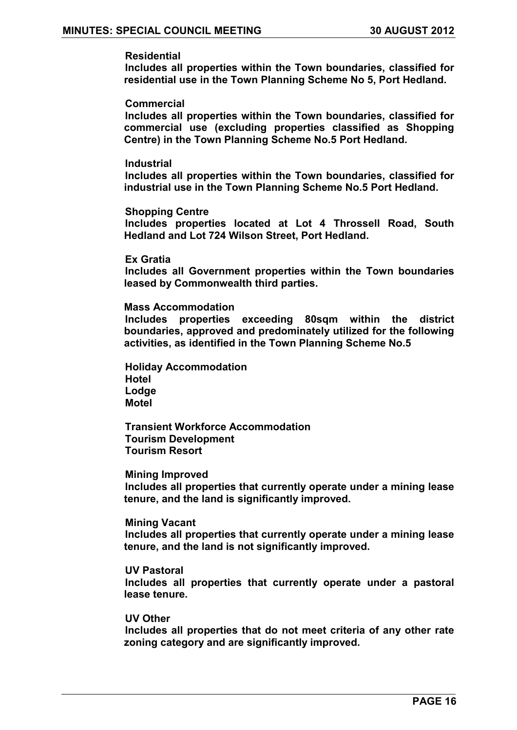**Residential**
**Includes all properties within the Town boundaries, classified for residential use in the Town Planning Scheme No 5, Port Hedland.**

**Commercial**
**Includes all properties within the Town boundaries, classified for commercial use (excluding properties classified as Shopping Centre) in the Town Planning Scheme No.5 Port Hedland.**

**Industrial**
**Includes all properties within the Town boundaries, classified for industrial use in the Town Planning Scheme No.5 Port Hedland.**

**Shopping Centre**
**Includes properties located at Lot 4 Throssell Road, South Hedland and Lot 724 Wilson Street, Port Hedland.**

**Ex Gratia**
**Includes all Government properties within the Town boundaries leased by Commonwealth third parties.**

**Mass Accommodation**
**Includes properties exceeding 80sqm within the district boundaries, approved and predominately utilized for the following activities, as identified in the Town Planning Scheme No.5**

**Holiday Accommodation**
**Hotel**
**Lodge**
**Motel**

**Transient Workforce Accommodation**
**Tourism Development**
**Tourism Resort**

**Mining Improved**
**Includes all properties that currently operate under a mining lease tenure, and the land is significantly improved.**

**Mining Vacant**
**Includes all properties that currently operate under a mining lease tenure, and the land is not significantly improved.**

**UV Pastoral**
**Includes all properties that currently operate under a pastoral lease tenure.**

**UV Other**
**Includes all properties that do not meet criteria of any other rate zoning category and are significantly improved.**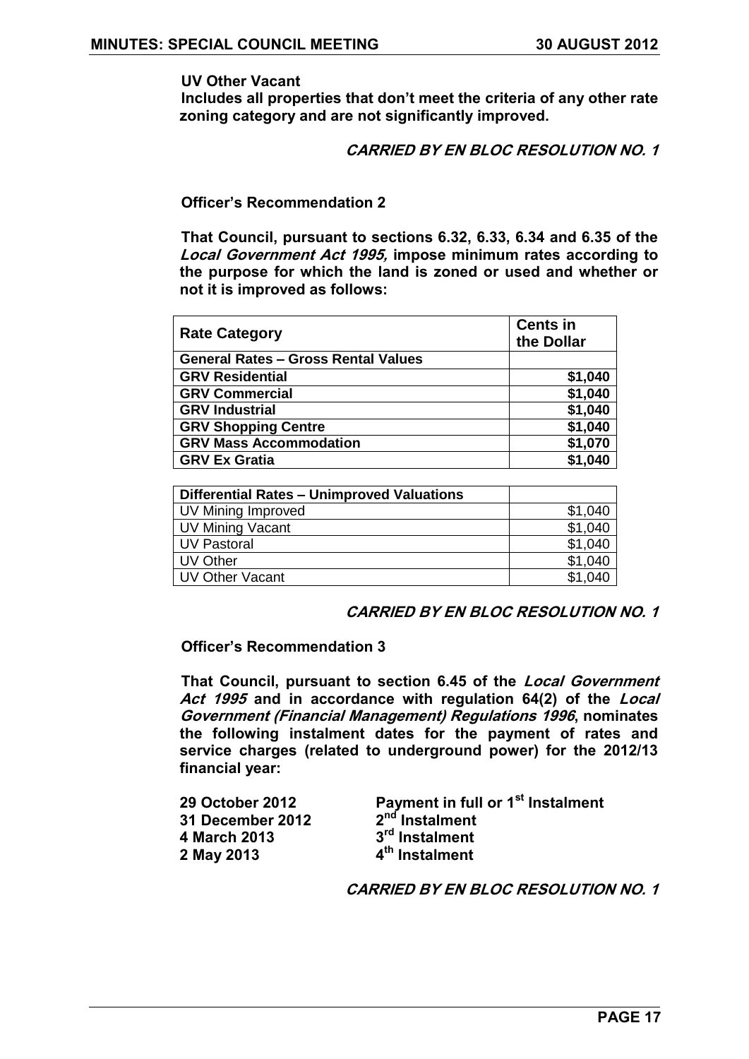**UV Other Vacant**

**Includes all properties that don't meet the criteria of any other rate zoning category and are not significantly improved.**

***CARRIED BY EN BLOC RESOLUTION NO. 1***

**Officer's Recommendation 2**

**That Council, pursuant to sections 6.32, 6.33, 6.34 and 6.35 of the *Local Government Act 1995,* impose minimum rates according to the purpose for which the land is zoned or used and whether or not it is improved as follows:**

| **Rate Category** | **Cents in the Dollar** |
|---|---|
| **General Rates – Gross Rental Values** | |
| **GRV Residential** | **$1,040** |
| **GRV Commercial** | **$1,040** |
| **GRV Industrial** | **$1,040** |
| **GRV Shopping Centre** | **$1,040** |
| **GRV Mass Accommodation** | **$1,070** |
| **GRV Ex Gratia** | **$1,040** |

| **Differential Rates – Unimproved Valuations** | |
|---|---|
| UV Mining Improved | $1,040 |
| UV Mining Vacant | $1,040 |
| UV Pastoral | $1,040 |
| UV Other | $1,040 |
| UV Other Vacant | $1,040 |

***CARRIED BY EN BLOC RESOLUTION NO. 1***

**Officer's Recommendation 3**

**That Council, pursuant to section 6.45 of the *Local Government Act 1995* and in accordance with regulation 64(2) of the *Local Government (Financial Management) Regulations 1996*, nominates the following instalment dates for the payment of rates and service charges (related to underground power) for the 2012/13 financial year:**

| | |
|---|---|
| **29 October 2012** | **Payment in full or 1st Instalment** |
| **31 December 2012** | **2nd Instalment** |
| **4 March 2013** | **3rd Instalment** |
| **2 May 2013** | **4th Instalment** |

***CARRIED BY EN BLOC RESOLUTION NO. 1***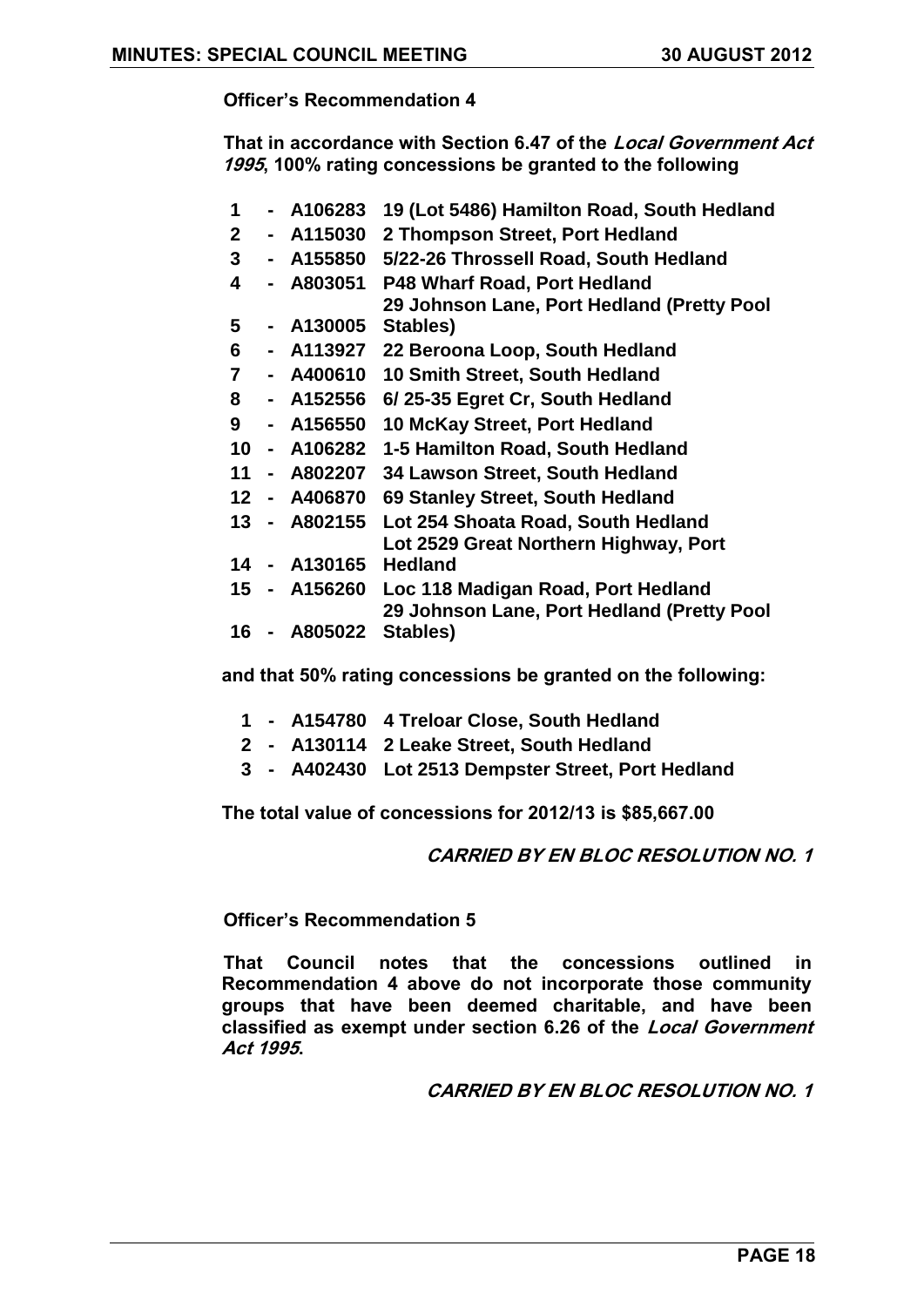**Officer's Recommendation 4**

**That in accordance with Section 6.47 of the *Local Government Act 1995*, 100% rating concessions be granted to the following**

| | | | |
|---|---|---|---|
| **1** | **-** | **A106283** | **19 (Lot 5486) Hamilton Road, South Hedland** |
| **2** | **-** | **A115030** | **2 Thompson Street, Port Hedland** |
| **3** | **-** | **A155850** | **5/22-26 Throssell Road, South Hedland** |
| **4** | **-** | **A803051** | **P48 Wharf Road, Port Hedland** |
| **5** | **-** | **A130005** | **29 Johnson Lane, Port Hedland (Pretty Pool Stables)** |
| **6** | **-** | **A113927** | **22 Beroona Loop, South Hedland** |
| **7** | **-** | **A400610** | **10 Smith Street, South Hedland** |
| **8** | **-** | **A152556** | **6/ 25-35 Egret Cr, South Hedland** |
| **9** | **-** | **A156550** | **10 McKay Street, Port Hedland** |
| **10** | **-** | **A106282** | **1-5 Hamilton Road, South Hedland** |
| **11** | **-** | **A802207** | **34 Lawson Street, South Hedland** |
| **12** | **-** | **A406870** | **69 Stanley Street, South Hedland** |
| **13** | **-** | **A802155** | **Lot 254 Shoata Road, South Hedland** |
| **14** | **-** | **A130165** | **Lot 2529 Great Northern Highway, Port Hedland** |
| **15** | **-** | **A156260** | **Loc 118 Madigan Road, Port Hedland** |
| **16** | **-** | **A805022** | **29 Johnson Lane, Port Hedland (Pretty Pool Stables)** |

**and that 50% rating concessions be granted on the following:**

| | | | |
|---|---|---|---|
| **1** | **-** | **A154780** | **4 Treloar Close, South Hedland** |
| **2** | **-** | **A130114** | **2 Leake Street, South Hedland** |
| **3** | **-** | **A402430** | **Lot 2513 Dempster Street, Port Hedland** |

**The total value of concessions for 2012/13 is $85,667.00**

***CARRIED BY EN BLOC RESOLUTION NO. 1***

**Officer's Recommendation 5**

**That Council notes that the concessions outlined in Recommendation 4 above do not incorporate those community groups that have been deemed charitable, and have been classified as exempt under section 6.26 of the *Local Government Act 1995*.**

***CARRIED BY EN BLOC RESOLUTION NO. 1***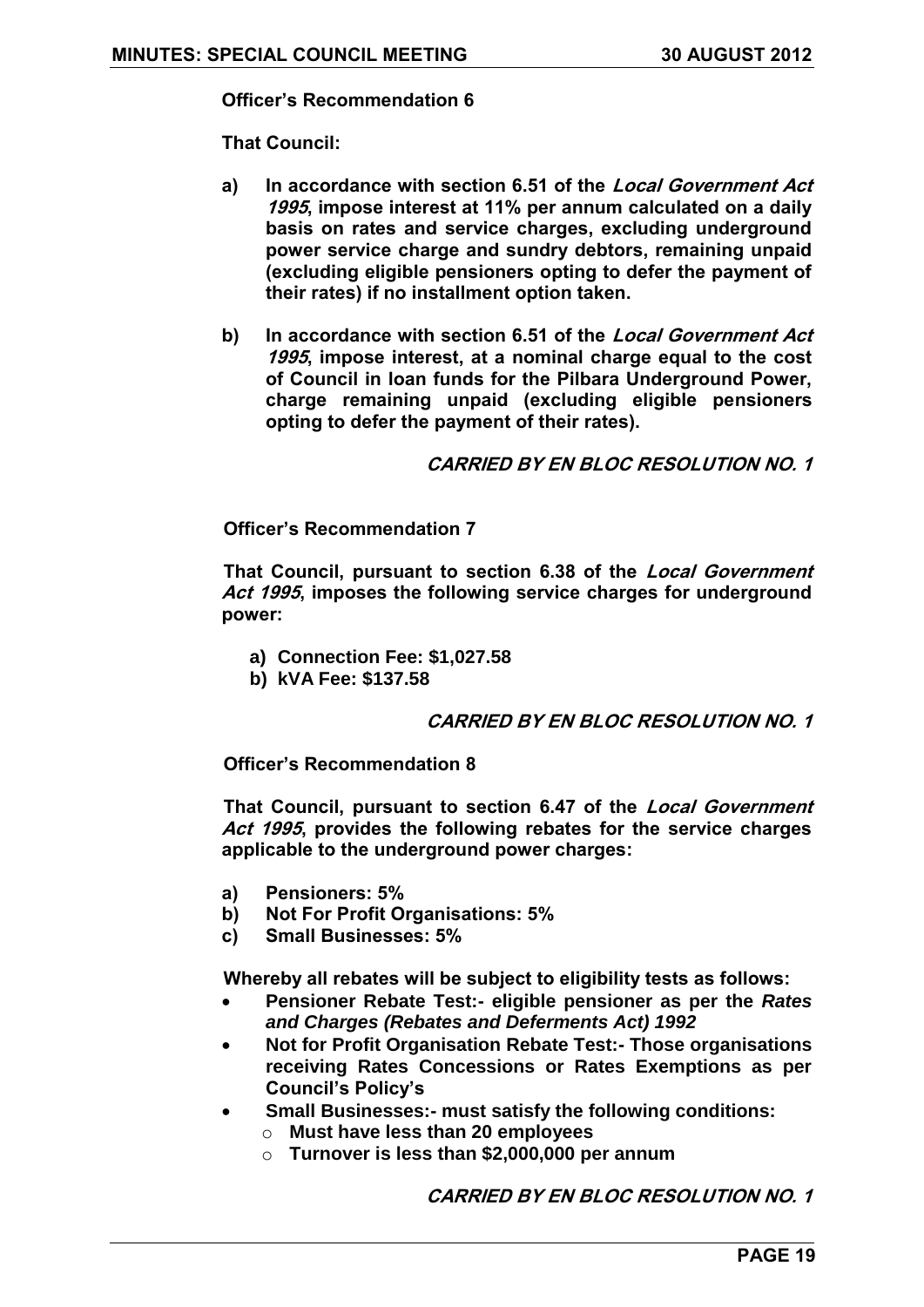**Officer's Recommendation 6**

**That Council:**

**a) In accordance with section 6.51 of the *Local Government Act 1995*, impose interest at 11% per annum calculated on a daily basis on rates and service charges, excluding underground power service charge and sundry debtors, remaining unpaid (excluding eligible pensioners opting to defer the payment of their rates) if no installment option taken.**

**b) In accordance with section 6.51 of the *Local Government Act 1995*, impose interest, at a nominal charge equal to the cost of Council in loan funds for the Pilbara Underground Power, charge remaining unpaid (excluding eligible pensioners opting to defer the payment of their rates).**

***CARRIED BY EN BLOC RESOLUTION NO. 1***

**Officer's Recommendation 7**

**That Council, pursuant to section 6.38 of the *Local Government Act 1995*, imposes the following service charges for underground power:**

**a) Connection Fee: $1,027.58**
**b) kVA Fee: $137.58**

***CARRIED BY EN BLOC RESOLUTION NO. 1***

**Officer's Recommendation 8**

**That Council, pursuant to section 6.47 of the *Local Government Act 1995*, provides the following rebates for the service charges applicable to the underground power charges:**

**a) Pensioners: 5%**
**b) Not For Profit Organisations: 5%**
**c) Small Businesses: 5%**

**Whereby all rebates will be subject to eligibility tests as follows:**

- **Pensioner Rebate Test:- eligible pensioner as per the *Rates and Charges (Rebates and Deferments Act) 1992***
- **Not for Profit Organisation Rebate Test:- Those organisations receiving Rates Concessions or Rates Exemptions as per Council's Policy's**
- **Small Businesses:- must satisfy the following conditions:**
  - **Must have less than 20 employees**
  - **Turnover is less than $2,000,000 per annum**

***CARRIED BY EN BLOC RESOLUTION NO. 1***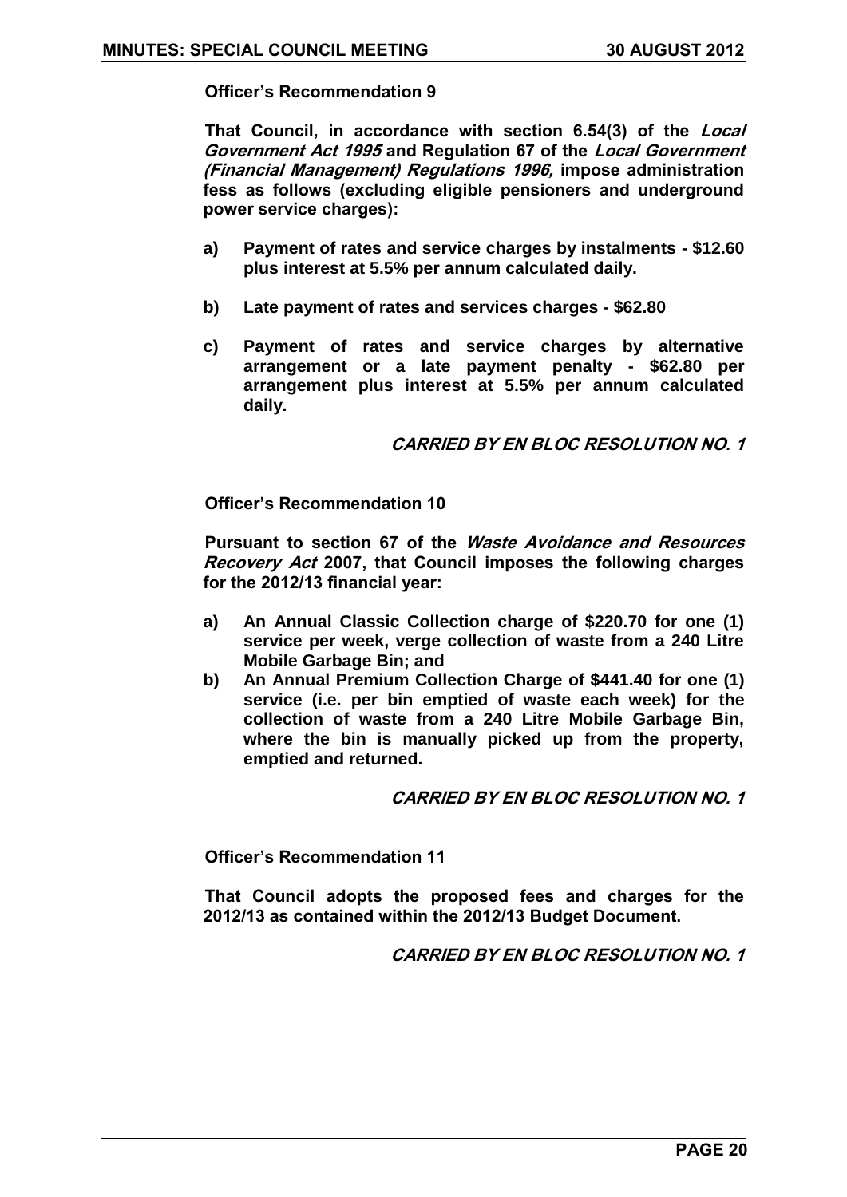**Officer's Recommendation 9**

**That Council, in accordance with section 6.54(3) of the *Local Government Act 1995* and Regulation 67 of the *Local Government (Financial Management) Regulations 1996,* impose administration fess as follows (excluding eligible pensioners and underground power service charges):**

**a) Payment of rates and service charges by instalments - $12.60 plus interest at 5.5% per annum calculated daily.**

**b) Late payment of rates and services charges - $62.80**

**c) Payment of rates and service charges by alternative arrangement or a late payment penalty - $62.80 per arrangement plus interest at 5.5% per annum calculated daily.**

***CARRIED BY EN BLOC RESOLUTION NO. 1***

**Officer's Recommendation 10**

**Pursuant to section 67 of the *Waste Avoidance and Resources Recovery Act* 2007, that Council imposes the following charges for the 2012/13 financial year:**

**a) An Annual Classic Collection charge of $220.70 for one (1) service per week, verge collection of waste from a 240 Litre Mobile Garbage Bin; and**

**b) An Annual Premium Collection Charge of $441.40 for one (1) service (i.e. per bin emptied of waste each week) for the collection of waste from a 240 Litre Mobile Garbage Bin, where the bin is manually picked up from the property, emptied and returned.**

***CARRIED BY EN BLOC RESOLUTION NO. 1***

**Officer's Recommendation 11**

**That Council adopts the proposed fees and charges for the 2012/13 as contained within the 2012/13 Budget Document.**

***CARRIED BY EN BLOC RESOLUTION NO. 1***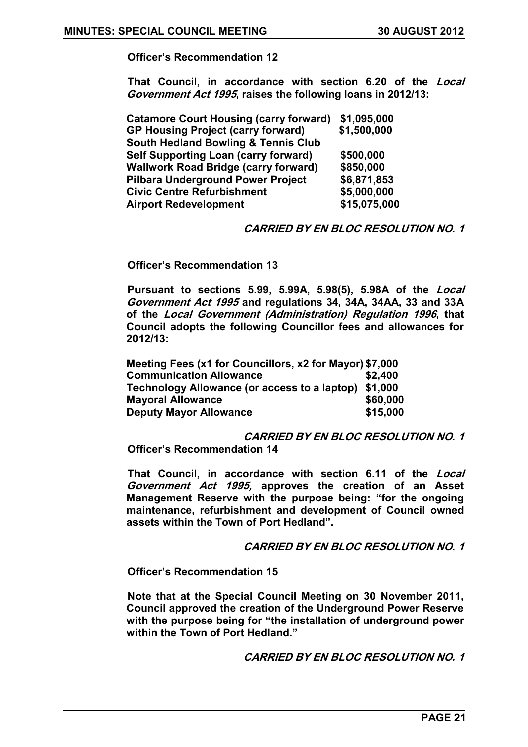**Officer's Recommendation 12**

**That Council, in accordance with section 6.20 of the *Local Government Act 1995*, raises the following loans in 2012/13:**

| | |
|---|---|
| **Catamore Court Housing (carry forward)** | **$1,095,000** |
| **GP Housing Project (carry forward)** | **$1,500,000** |
| **South Hedland Bowling & Tennis Club Self Supporting Loan (carry forward)** | **$500,000** |
| **Wallwork Road Bridge (carry forward)** | **$850,000** |
| **Pilbara Underground Power Project** | **$6,871,853** |
| **Civic Centre Refurbishment** | **$5,000,000** |
| **Airport Redevelopment** | **$15,075,000** |

***CARRIED BY EN BLOC RESOLUTION NO. 1***

**Officer's Recommendation 13**

**Pursuant to sections 5.99, 5.99A, 5.98(5), 5.98A of the *Local Government Act 1995* and regulations 34, 34A, 34AA, 33 and 33A of the *Local Government (Administration) Regulation 1996*, that Council adopts the following Councillor fees and allowances for 2012/13:**

| | |
|---|---|
| **Meeting Fees (x1 for Councillors, x2 for Mayor)** | **$7,000** |
| **Communication Allowance** | **$2,400** |
| **Technology Allowance (or access to a laptop)** | **$1,000** |
| **Mayoral Allowance** | **$60,000** |
| **Deputy Mayor Allowance** | **$15,000** |

***CARRIED BY EN BLOC RESOLUTION NO. 1***

**Officer's Recommendation 14**

**That Council, in accordance with section 6.11 of the *Local Government Act 1995,* approves the creation of an Asset Management Reserve with the purpose being: "for the ongoing maintenance, refurbishment and development of Council owned assets within the Town of Port Hedland".**

***CARRIED BY EN BLOC RESOLUTION NO. 1***

**Officer's Recommendation 15**

**Note that at the Special Council Meeting on 30 November 2011, Council approved the creation of the Underground Power Reserve with the purpose being for "the installation of underground power within the Town of Port Hedland."**

***CARRIED BY EN BLOC RESOLUTION NO. 1***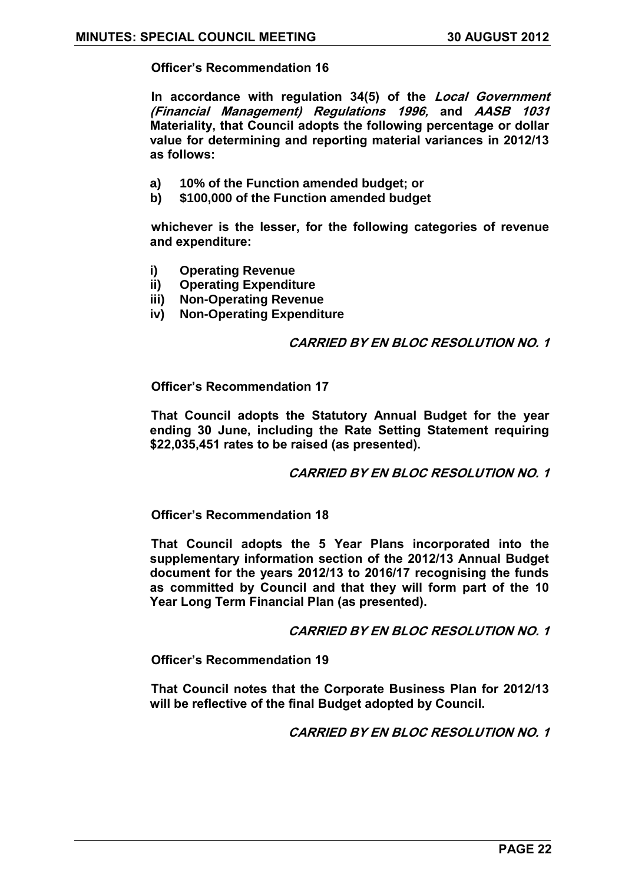**Officer's Recommendation 16**

**In accordance with regulation 34(5) of the *Local Government (Financial Management) Regulations 1996*, and *AASB 1031* Materiality, that Council adopts the following percentage or dollar value for determining and reporting material variances in 2012/13 as follows:**

**a) 10% of the Function amended budget; or**
**b) $100,000 of the Function amended budget**

**whichever is the lesser, for the following categories of revenue and expenditure:**

**i) Operating Revenue**
**ii) Operating Expenditure**
**iii) Non-Operating Revenue**
**iv) Non-Operating Expenditure**

***CARRIED BY EN BLOC RESOLUTION NO. 1***

**Officer's Recommendation 17**

**That Council adopts the Statutory Annual Budget for the year ending 30 June, including the Rate Setting Statement requiring $22,035,451 rates to be raised (as presented).**

***CARRIED BY EN BLOC RESOLUTION NO. 1***

**Officer's Recommendation 18**

**That Council adopts the 5 Year Plans incorporated into the supplementary information section of the 2012/13 Annual Budget document for the years 2012/13 to 2016/17 recognising the funds as committed by Council and that they will form part of the 10 Year Long Term Financial Plan (as presented).**

***CARRIED BY EN BLOC RESOLUTION NO. 1***

**Officer's Recommendation 19**

**That Council notes that the Corporate Business Plan for 2012/13 will be reflective of the final Budget adopted by Council.**

***CARRIED BY EN BLOC RESOLUTION NO. 1***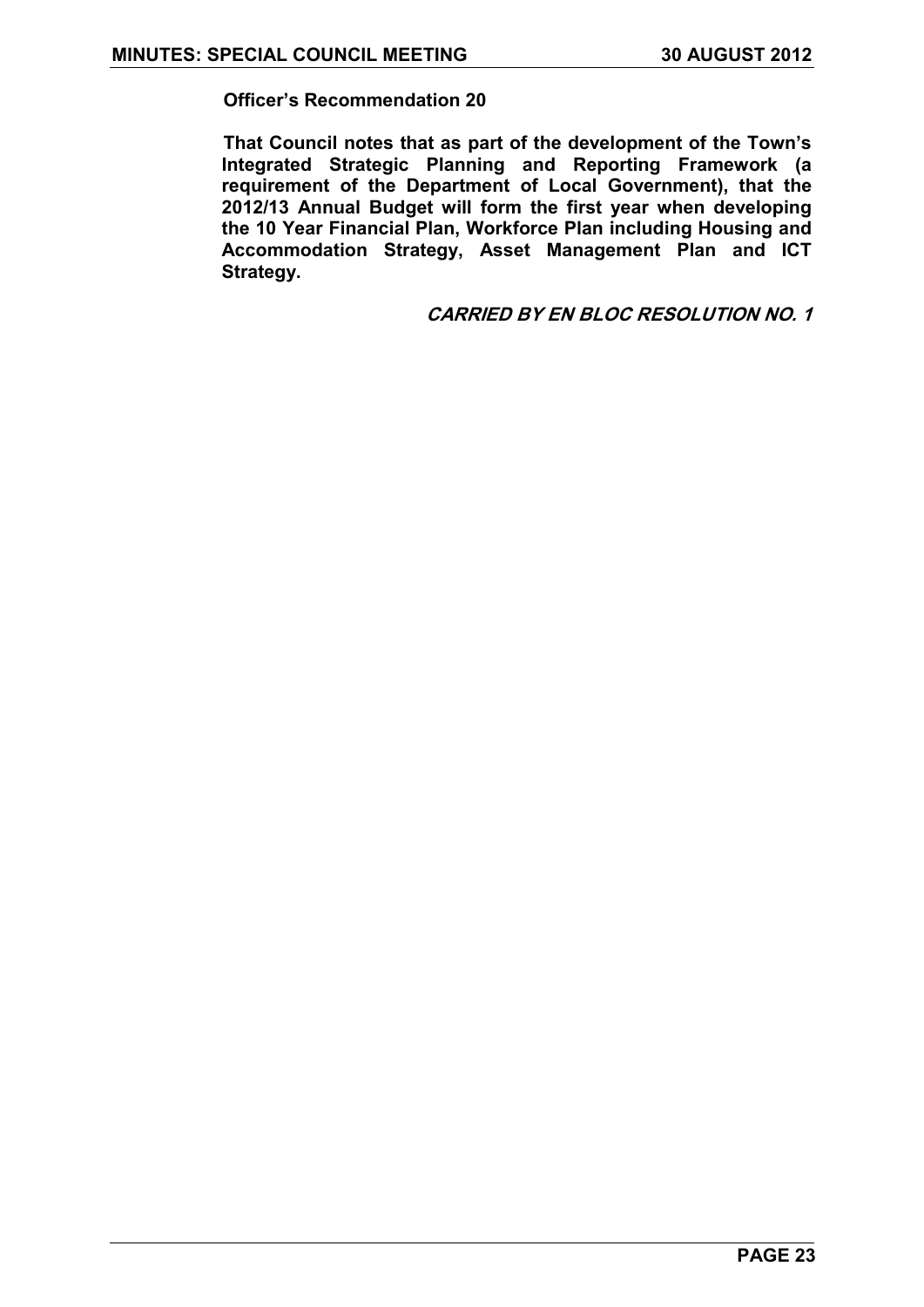**Officer's Recommendation 20**

**That Council notes that as part of the development of the Town's Integrated Strategic Planning and Reporting Framework (a requirement of the Department of Local Government), that the 2012/13 Annual Budget will form the first year when developing the 10 Year Financial Plan, Workforce Plan including Housing and Accommodation Strategy, Asset Management Plan and ICT Strategy.**

***CARRIED BY EN BLOC RESOLUTION NO. 1***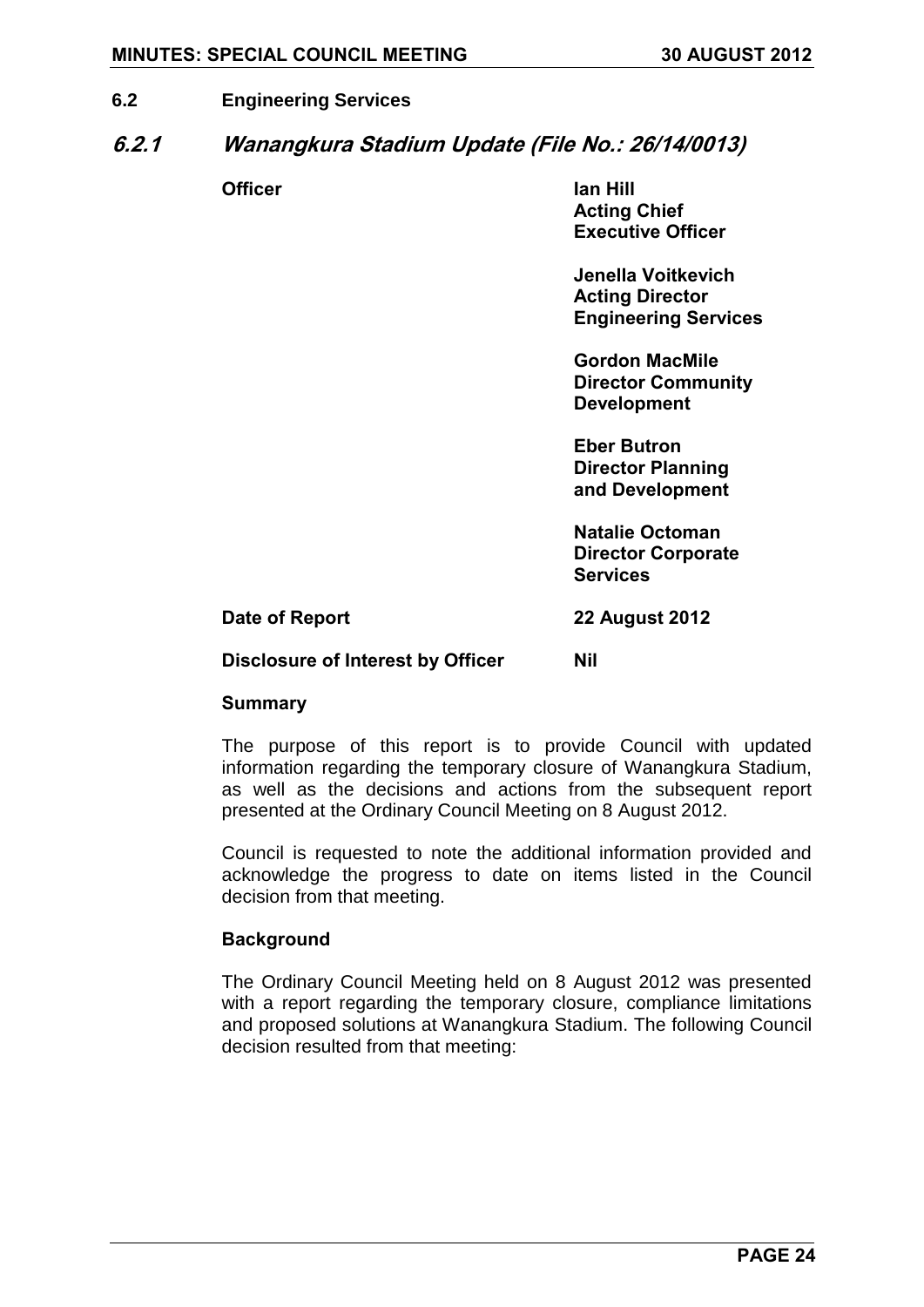## 6.2 Engineering Services

### *6.2.1 Wanangkura Stadium Update (File No.: 26/14/0013)*

| | |
|---|---|
| **Officer** | **Ian Hill**<br>**Acting Chief Executive Officer**<br><br>**Jenella Voitkevich**<br>**Acting Director Engineering Services**<br><br>**Gordon MacMile**<br>**Director Community Development**<br><br>**Eber Butron**<br>**Director Planning and Development**<br><br>**Natalie Octoman**<br>**Director Corporate Services** |
| **Date of Report** | **22 August 2012** |
| **Disclosure of Interest by Officer** | **Nil** |

**Summary**

The purpose of this report is to provide Council with updated information regarding the temporary closure of Wanangkura Stadium, as well as the decisions and actions from the subsequent report presented at the Ordinary Council Meeting on 8 August 2012.

Council is requested to note the additional information provided and acknowledge the progress to date on items listed in the Council decision from that meeting.

**Background**

The Ordinary Council Meeting held on 8 August 2012 was presented with a report regarding the temporary closure, compliance limitations and proposed solutions at Wanangkura Stadium. The following Council decision resulted from that meeting: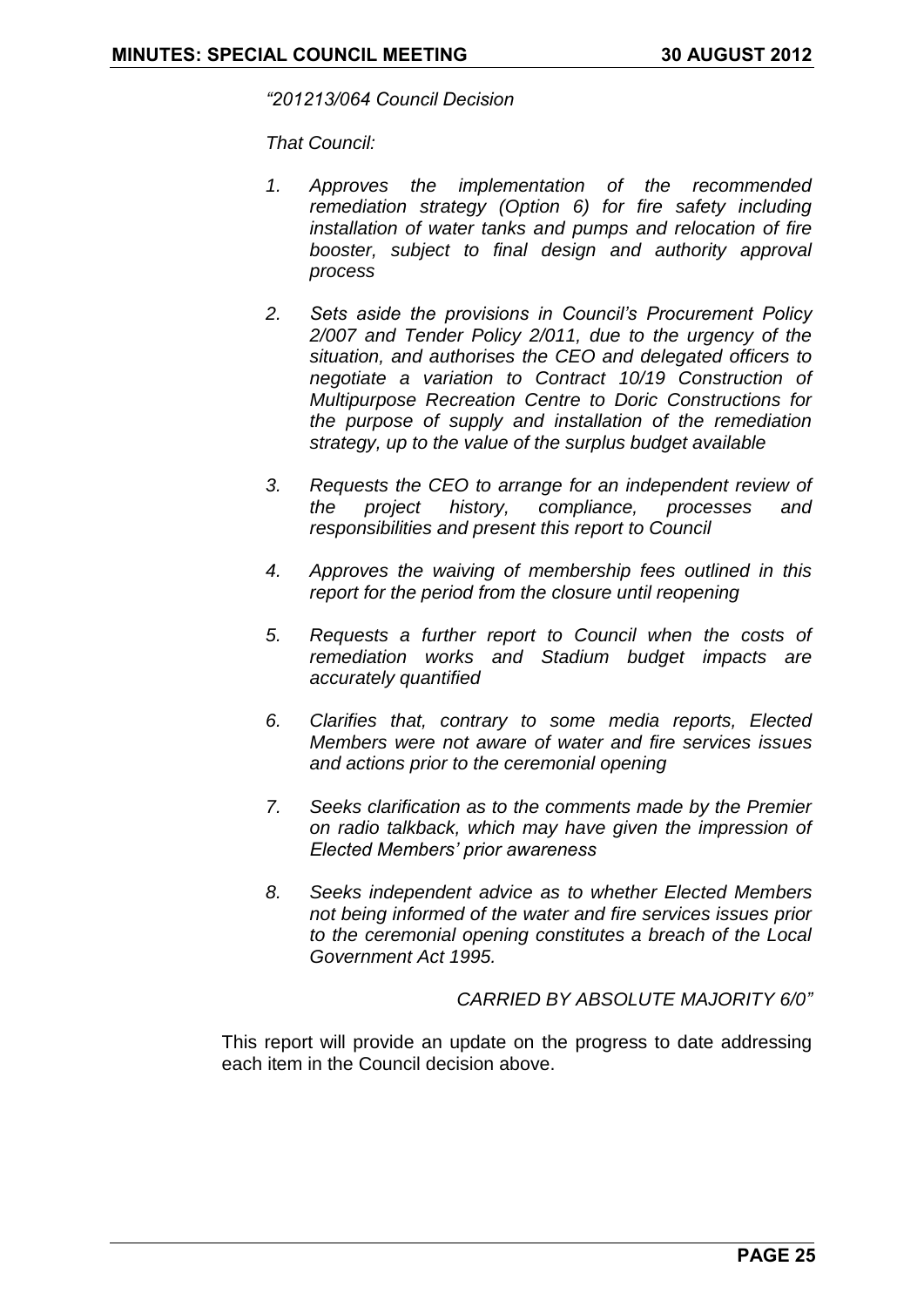*"201213/064 Council Decision*

*That Council:*

1. *Approves the implementation of the recommended remediation strategy (Option 6) for fire safety including installation of water tanks and pumps and relocation of fire booster, subject to final design and authority approval process*

2. *Sets aside the provisions in Council's Procurement Policy 2/007 and Tender Policy 2/011, due to the urgency of the situation, and authorises the CEO and delegated officers to negotiate a variation to Contract 10/19 Construction of Multipurpose Recreation Centre to Doric Constructions for the purpose of supply and installation of the remediation strategy, up to the value of the surplus budget available*

3. *Requests the CEO to arrange for an independent review of the project history, compliance, processes and responsibilities and present this report to Council*

4. *Approves the waiving of membership fees outlined in this report for the period from the closure until reopening*

5. *Requests a further report to Council when the costs of remediation works and Stadium budget impacts are accurately quantified*

6. *Clarifies that, contrary to some media reports, Elected Members were not aware of water and fire services issues and actions prior to the ceremonial opening*

7. *Seeks clarification as to the comments made by the Premier on radio talkback, which may have given the impression of Elected Members' prior awareness*

8. *Seeks independent advice as to whether Elected Members not being informed of the water and fire services issues prior to the ceremonial opening constitutes a breach of the Local Government Act 1995.*

*CARRIED BY ABSOLUTE MAJORITY 6/0"*

This report will provide an update on the progress to date addressing each item in the Council decision above.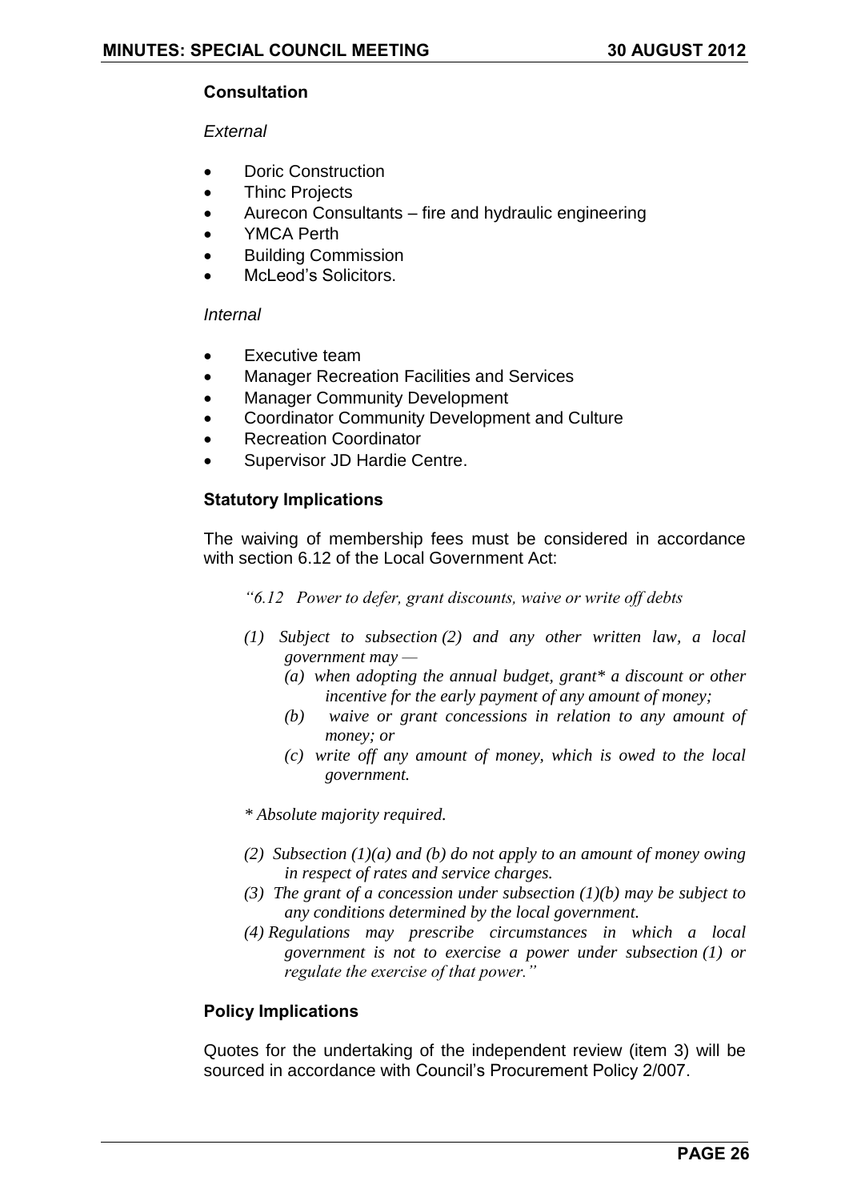**Consultation**

*External*

- Doric Construction
- Thinc Projects
- Aurecon Consultants – fire and hydraulic engineering
- YMCA Perth
- Building Commission
- McLeod's Solicitors.

*Internal*

- Executive team
- Manager Recreation Facilities and Services
- Manager Community Development
- Coordinator Community Development and Culture
- Recreation Coordinator
- Supervisor JD Hardie Centre.

**Statutory Implications**

The waiving of membership fees must be considered in accordance with section 6.12 of the Local Government Act:

*"6.12 Power to defer, grant discounts, waive or write off debts*

*(1) Subject to subsection (2) and any other written law, a local government may —*

*(a) when adopting the annual budget, grant* a discount or other incentive for the early payment of any amount of money;*

*(b) waive or grant concessions in relation to any amount of money; or*

*(c) write off any amount of money, which is owed to the local government.*

** Absolute majority required.*

*(2) Subsection (1)(a) and (b) do not apply to an amount of money owing in respect of rates and service charges.*

*(3) The grant of a concession under subsection (1)(b) may be subject to any conditions determined by the local government.*

*(4) Regulations may prescribe circumstances in which a local government is not to exercise a power under subsection (1) or regulate the exercise of that power."*

**Policy Implications**

Quotes for the undertaking of the independent review (item 3) will be sourced in accordance with Council's Procurement Policy 2/007.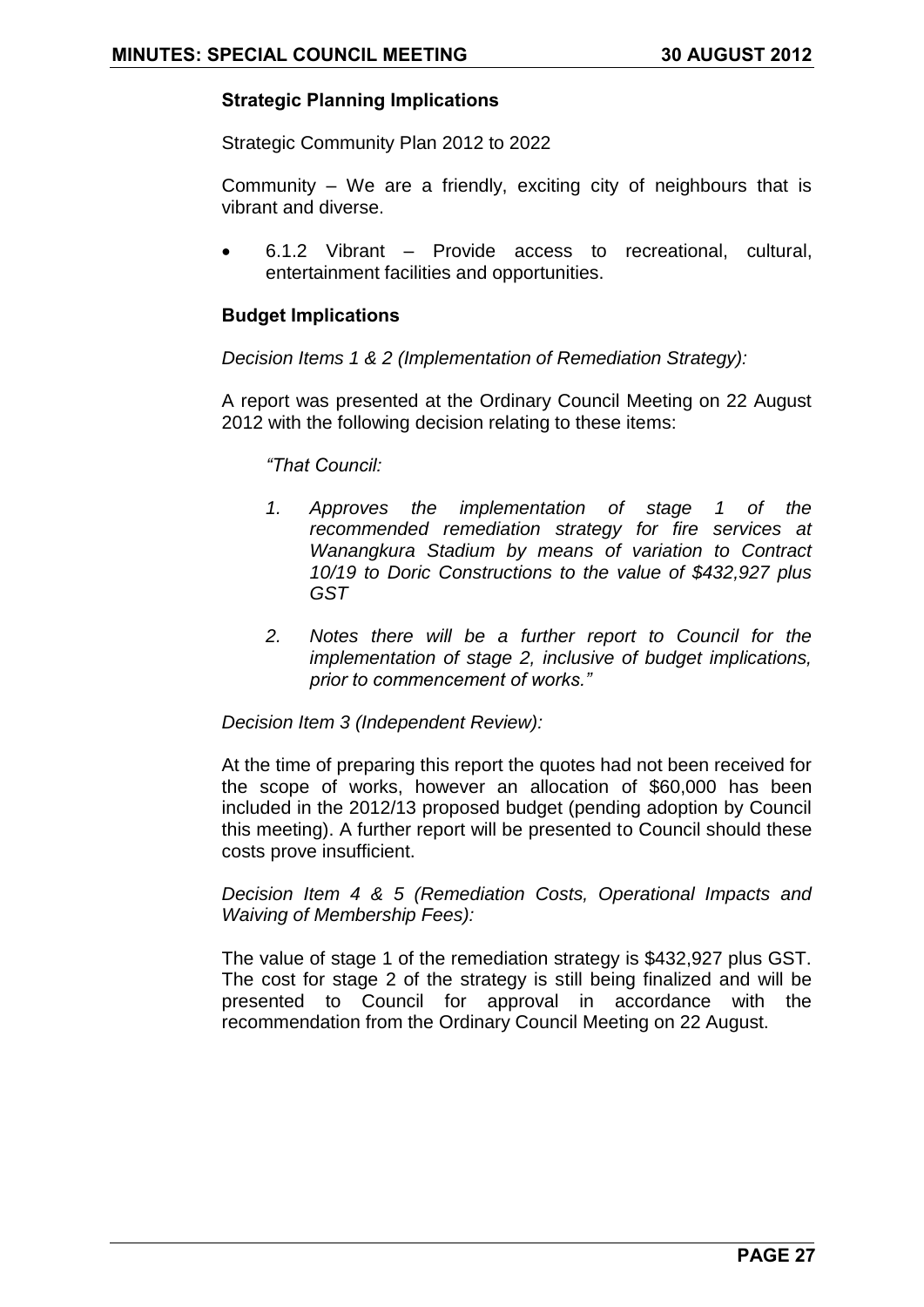**Strategic Planning Implications**

Strategic Community Plan 2012 to 2022

Community – We are a friendly, exciting city of neighbours that is vibrant and diverse.

- 6.1.2 Vibrant – Provide access to recreational, cultural, entertainment facilities and opportunities.

**Budget Implications**

*Decision Items 1 & 2 (Implementation of Remediation Strategy):*

A report was presented at the Ordinary Council Meeting on 22 August 2012 with the following decision relating to these items:

> *"That Council:*
>
> 1. *Approves the implementation of stage 1 of the recommended remediation strategy for fire services at Wanangkura Stadium by means of variation to Contract 10/19 to Doric Constructions to the value of $432,927 plus GST*
>
> 2. *Notes there will be a further report to Council for the implementation of stage 2, inclusive of budget implications, prior to commencement of works."*

*Decision Item 3 (Independent Review):*

At the time of preparing this report the quotes had not been received for the scope of works, however an allocation of $60,000 has been included in the 2012/13 proposed budget (pending adoption by Council this meeting). A further report will be presented to Council should these costs prove insufficient.

*Decision Item 4 & 5 (Remediation Costs, Operational Impacts and Waiving of Membership Fees):*

The value of stage 1 of the remediation strategy is $432,927 plus GST. The cost for stage 2 of the strategy is still being finalized and will be presented to Council for approval in accordance with the recommendation from the Ordinary Council Meeting on 22 August.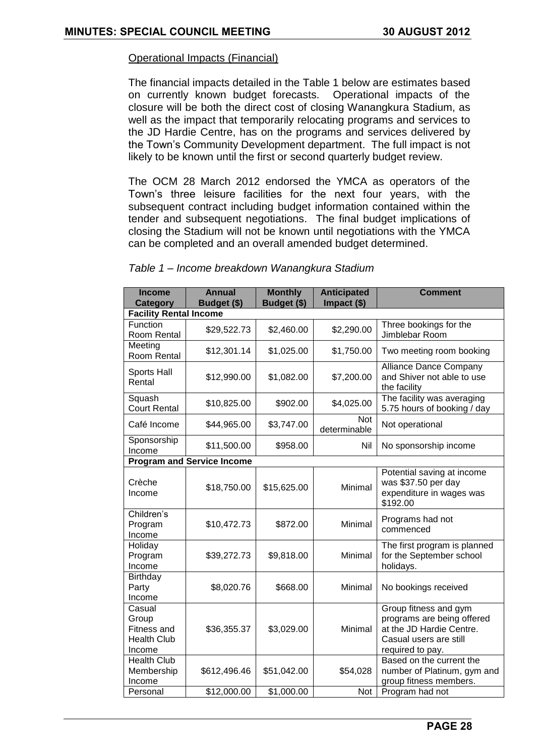Operational Impacts (Financial)

The financial impacts detailed in the Table 1 below are estimates based on currently known budget forecasts. Operational impacts of the closure will be both the direct cost of closing Wanangkura Stadium, as well as the impact that temporarily relocating programs and services to the JD Hardie Centre, has on the programs and services delivered by the Town's Community Development department. The full impact is not likely to be known until the first or second quarterly budget review.

The OCM 28 March 2012 endorsed the YMCA as operators of the Town's three leisure facilities for the next four years, with the subsequent contract including budget information contained within the tender and subsequent negotiations. The final budget implications of closing the Stadium will not be known until negotiations with the YMCA can be completed and an overall amended budget determined.

*Table 1 – Income breakdown Wanangkura Stadium*

| Income Category | Annual Budget ($) | Monthly Budget ($) | Anticipated Impact ($) | Comment |
|---|---|---|---|---|
| **Facility Rental Income** | | | | |
| Function Room Rental | $29,522.73 | $2,460.00 | $2,290.00 | Three bookings for the Jimblebar Room |
| Meeting Room Rental | $12,301.14 | $1,025.00 | $1,750.00 | Two meeting room booking |
| Sports Hall Rental | $12,990.00 | $1,082.00 | $7,200.00 | Alliance Dance Company and Shiver not able to use the facility |
| Squash Court Rental | $10,825.00 | $902.00 | $4,025.00 | The facility was averaging 5.75 hours of booking / day |
| Café Income | $44,965.00 | $3,747.00 | Not determinable | Not operational |
| Sponsorship Income | $11,500.00 | $958.00 | Nil | No sponsorship income |
| **Program and Service Income** | | | | |
| Crèche Income | $18,750.00 | $15,625.00 | Minimal | Potential saving at income was $37.50 per day expenditure in wages was $192.00 |
| Children's Program Income | $10,472.73 | $872.00 | Minimal | Programs had not commenced |
| Holiday Program Income | $39,272.73 | $9,818.00 | Minimal | The first program is planned for the September school holidays. |
| Birthday Party Income | $8,020.76 | $668.00 | Minimal | No bookings received |
| Casual Group Fitness and Health Club Income | $36,355.37 | $3,029.00 | Minimal | Group fitness and gym programs are being offered at the JD Hardie Centre. Casual users are still required to pay. |
| Health Club Membership Income | $612,496.46 | $51,042.00 | $54,028 | Based on the current the number of Platinum, gym and group fitness members. |
| Personal | $12,000.00 | $1,000.00 | Not | Program had not |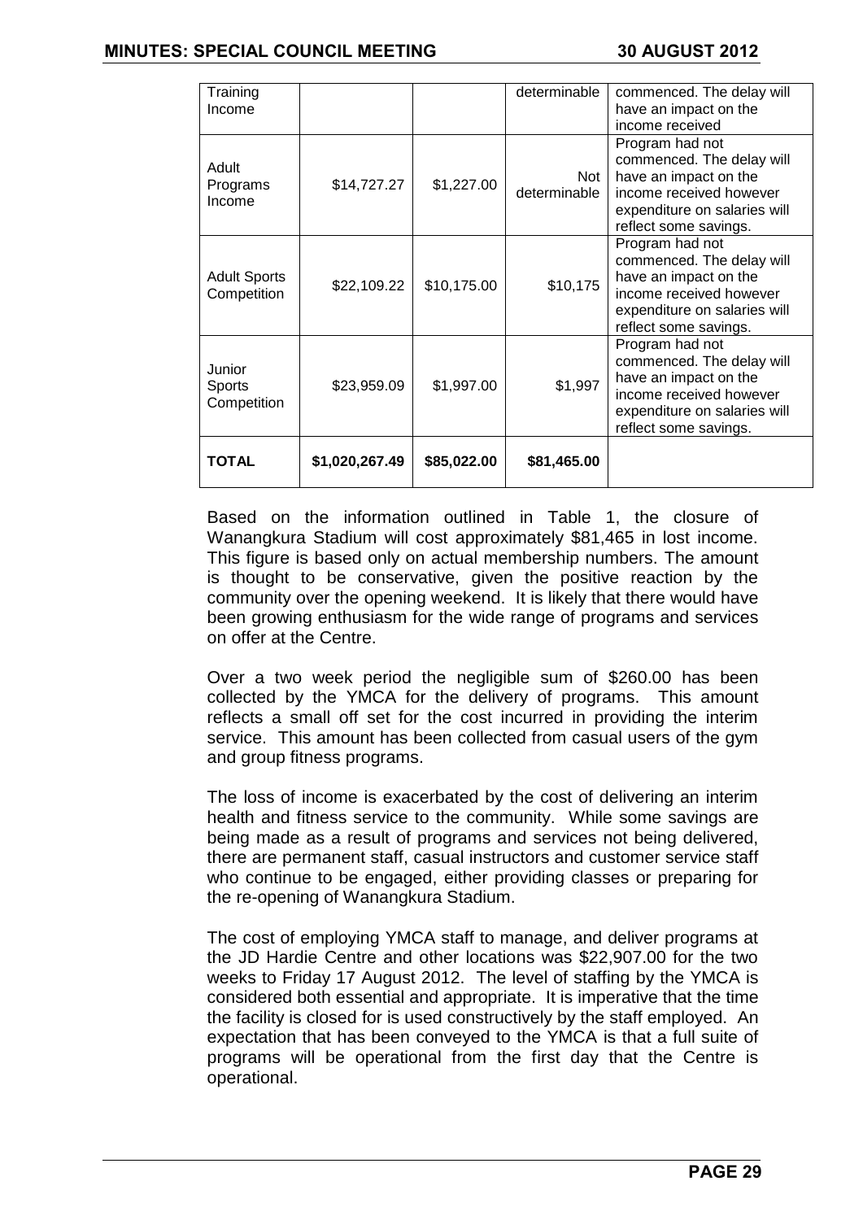| Training Income | | | determinable | commenced. The delay will have an impact on the income received |
|---|---|---|---|---|
| Adult Programs Income | $14,727.27 | $1,227.00 | Not determinable | Program had not commenced. The delay will have an impact on the income received however expenditure on salaries will reflect some savings. |
| Adult Sports Competition | $22,109.22 | $10,175.00 | $10,175 | Program had not commenced. The delay will have an impact on the income received however expenditure on salaries will reflect some savings. |
| Junior Sports Competition | $23,959.09 | $1,997.00 | $1,997 | Program had not commenced. The delay will have an impact on the income received however expenditure on salaries will reflect some savings. |
| **TOTAL** | **$1,020,267.49** | **$85,022.00** | **$81,465.00** | |

Based on the information outlined in Table 1, the closure of Wanangkura Stadium will cost approximately $81,465 in lost income. This figure is based only on actual membership numbers. The amount is thought to be conservative, given the positive reaction by the community over the opening weekend. It is likely that there would have been growing enthusiasm for the wide range of programs and services on offer at the Centre.

Over a two week period the negligible sum of $260.00 has been collected by the YMCA for the delivery of programs. This amount reflects a small off set for the cost incurred in providing the interim service. This amount has been collected from casual users of the gym and group fitness programs.

The loss of income is exacerbated by the cost of delivering an interim health and fitness service to the community. While some savings are being made as a result of programs and services not being delivered, there are permanent staff, casual instructors and customer service staff who continue to be engaged, either providing classes or preparing for the re-opening of Wanangkura Stadium.

The cost of employing YMCA staff to manage, and deliver programs at the JD Hardie Centre and other locations was $22,907.00 for the two weeks to Friday 17 August 2012. The level of staffing by the YMCA is considered both essential and appropriate. It is imperative that the time the facility is closed for is used constructively by the staff employed. An expectation that has been conveyed to the YMCA is that a full suite of programs will be operational from the first day that the Centre is operational.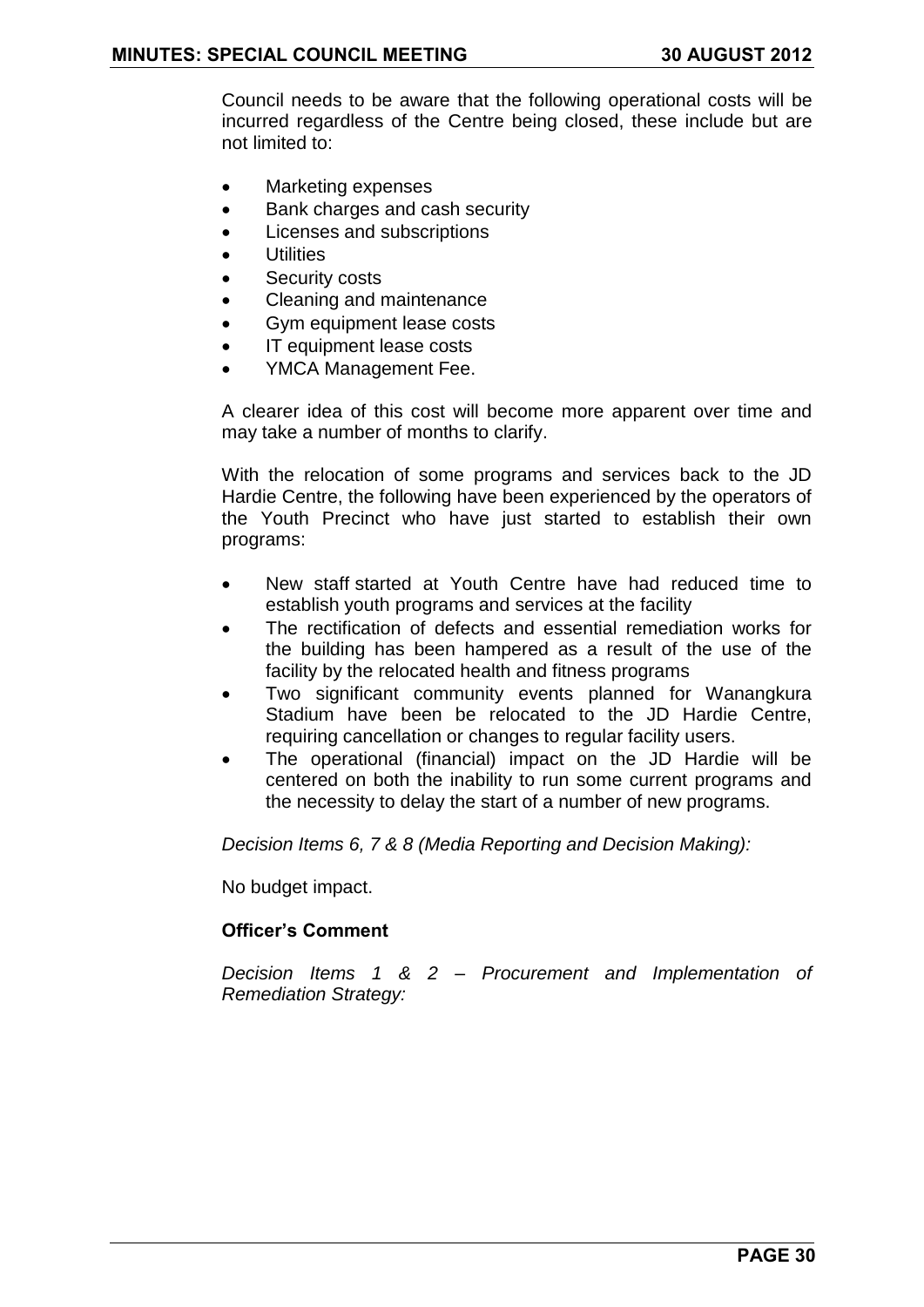Council needs to be aware that the following operational costs will be incurred regardless of the Centre being closed, these include but are not limited to:

- Marketing expenses
- Bank charges and cash security
- Licenses and subscriptions
- Utilities
- Security costs
- Cleaning and maintenance
- Gym equipment lease costs
- IT equipment lease costs
- YMCA Management Fee.

A clearer idea of this cost will become more apparent over time and may take a number of months to clarify.

With the relocation of some programs and services back to the JD Hardie Centre, the following have been experienced by the operators of the Youth Precinct who have just started to establish their own programs:

- New staff started at Youth Centre have had reduced time to establish youth programs and services at the facility
- The rectification of defects and essential remediation works for the building has been hampered as a result of the use of the facility by the relocated health and fitness programs
- Two significant community events planned for Wanangkura Stadium have been be relocated to the JD Hardie Centre, requiring cancellation or changes to regular facility users.
- The operational (financial) impact on the JD Hardie will be centered on both the inability to run some current programs and the necessity to delay the start of a number of new programs.

*Decision Items 6, 7 & 8 (Media Reporting and Decision Making):*

No budget impact.

**Officer's Comment**

*Decision Items 1 & 2 – Procurement and Implementation of Remediation Strategy:*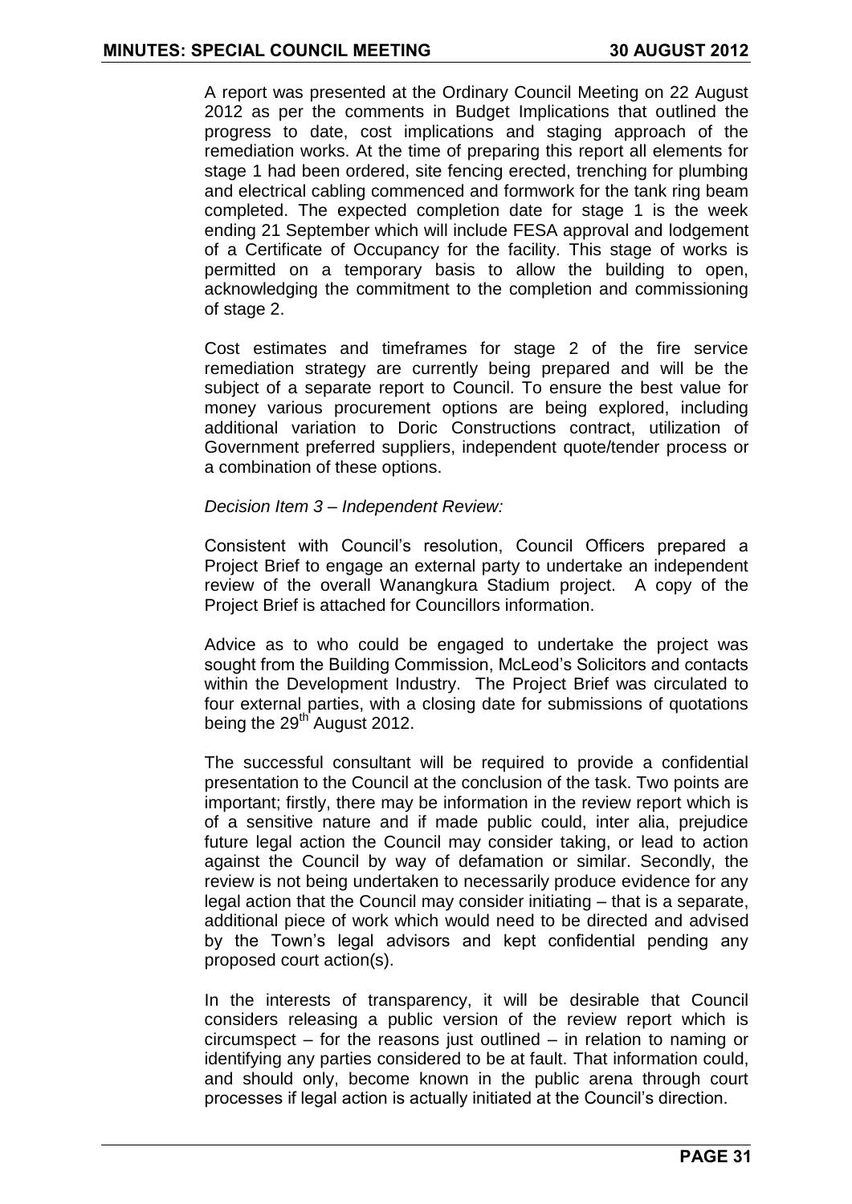A report was presented at the Ordinary Council Meeting on 22 August 2012 as per the comments in Budget Implications that outlined the progress to date, cost implications and staging approach of the remediation works. At the time of preparing this report all elements for stage 1 had been ordered, site fencing erected, trenching for plumbing and electrical cabling commenced and formwork for the tank ring beam completed. The expected completion date for stage 1 is the week ending 21 September which will include FESA approval and lodgement of a Certificate of Occupancy for the facility. This stage of works is permitted on a temporary basis to allow the building to open, acknowledging the commitment to the completion and commissioning of stage 2.

Cost estimates and timeframes for stage 2 of the fire service remediation strategy are currently being prepared and will be the subject of a separate report to Council. To ensure the best value for money various procurement options are being explored, including additional variation to Doric Constructions contract, utilization of Government preferred suppliers, independent quote/tender process or a combination of these options.

*Decision Item 3 – Independent Review:*

Consistent with Council's resolution, Council Officers prepared a Project Brief to engage an external party to undertake an independent review of the overall Wanangkura Stadium project. A copy of the Project Brief is attached for Councillors information.

Advice as to who could be engaged to undertake the project was sought from the Building Commission, McLeod's Solicitors and contacts within the Development Industry. The Project Brief was circulated to four external parties, with a closing date for submissions of quotations being the 29th August 2012.

The successful consultant will be required to provide a confidential presentation to the Council at the conclusion of the task. Two points are important; firstly, there may be information in the review report which is of a sensitive nature and if made public could, inter alia, prejudice future legal action the Council may consider taking, or lead to action against the Council by way of defamation or similar. Secondly, the review is not being undertaken to necessarily produce evidence for any legal action that the Council may consider initiating – that is a separate, additional piece of work which would need to be directed and advised by the Town's legal advisors and kept confidential pending any proposed court action(s).

In the interests of transparency, it will be desirable that Council considers releasing a public version of the review report which is circumspect – for the reasons just outlined – in relation to naming or identifying any parties considered to be at fault. That information could, and should only, become known in the public arena through court processes if legal action is actually initiated at the Council's direction.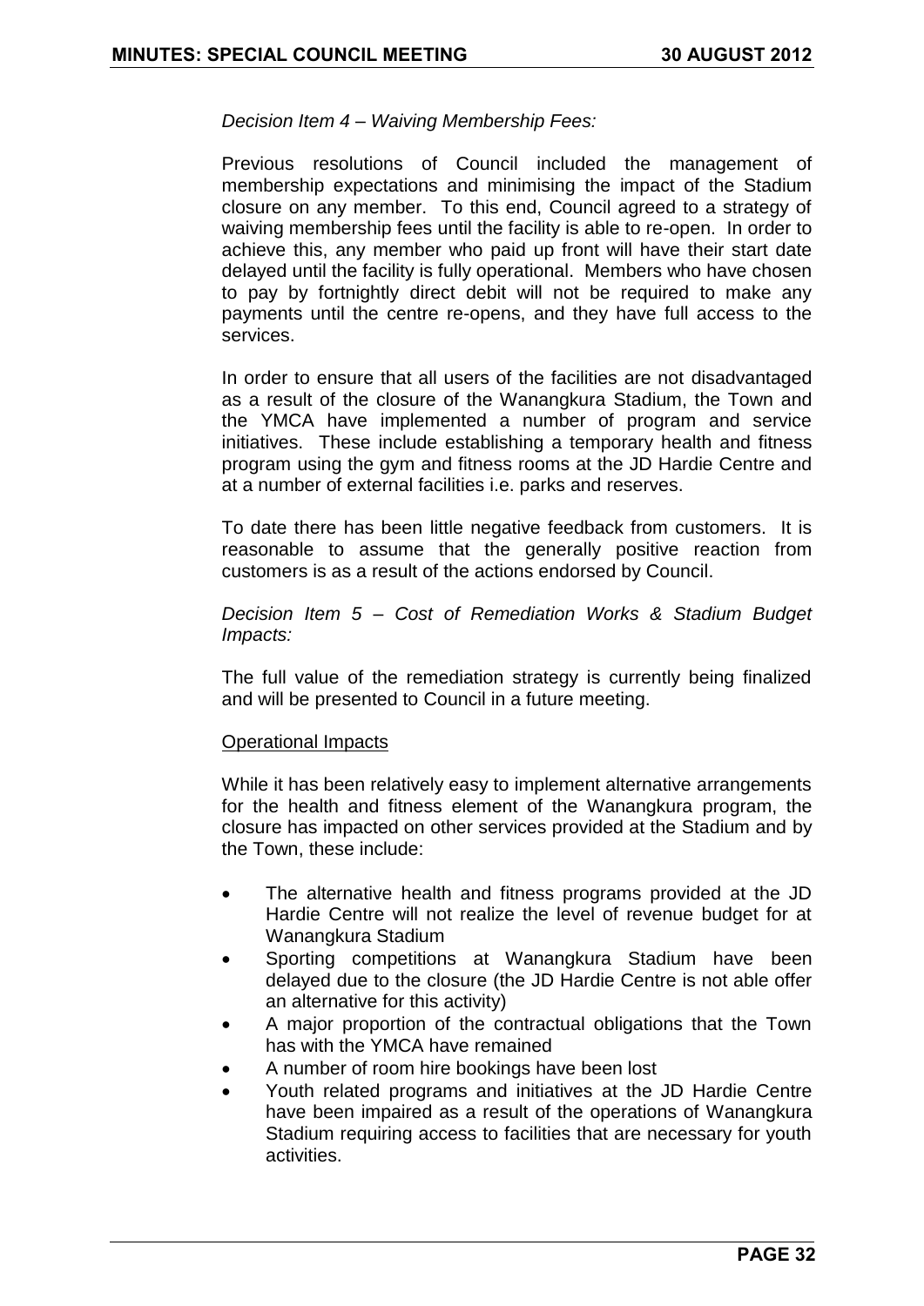*Decision Item 4 – Waiving Membership Fees:*

Previous resolutions of Council included the management of membership expectations and minimising the impact of the Stadium closure on any member. To this end, Council agreed to a strategy of waiving membership fees until the facility is able to re-open. In order to achieve this, any member who paid up front will have their start date delayed until the facility is fully operational. Members who have chosen to pay by fortnightly direct debit will not be required to make any payments until the centre re-opens, and they have full access to the services.

In order to ensure that all users of the facilities are not disadvantaged as a result of the closure of the Wanangkura Stadium, the Town and the YMCA have implemented a number of program and service initiatives. These include establishing a temporary health and fitness program using the gym and fitness rooms at the JD Hardie Centre and at a number of external facilities i.e. parks and reserves.

To date there has been little negative feedback from customers. It is reasonable to assume that the generally positive reaction from customers is as a result of the actions endorsed by Council.

*Decision Item 5 – Cost of Remediation Works & Stadium Budget Impacts:*

The full value of the remediation strategy is currently being finalized and will be presented to Council in a future meeting.

Operational Impacts

While it has been relatively easy to implement alternative arrangements for the health and fitness element of the Wanangkura program, the closure has impacted on other services provided at the Stadium and by the Town, these include:

- The alternative health and fitness programs provided at the JD Hardie Centre will not realize the level of revenue budget for at Wanangkura Stadium
- Sporting competitions at Wanangkura Stadium have been delayed due to the closure (the JD Hardie Centre is not able offer an alternative for this activity)
- A major proportion of the contractual obligations that the Town has with the YMCA have remained
- A number of room hire bookings have been lost
- Youth related programs and initiatives at the JD Hardie Centre have been impaired as a result of the operations of Wanangkura Stadium requiring access to facilities that are necessary for youth activities.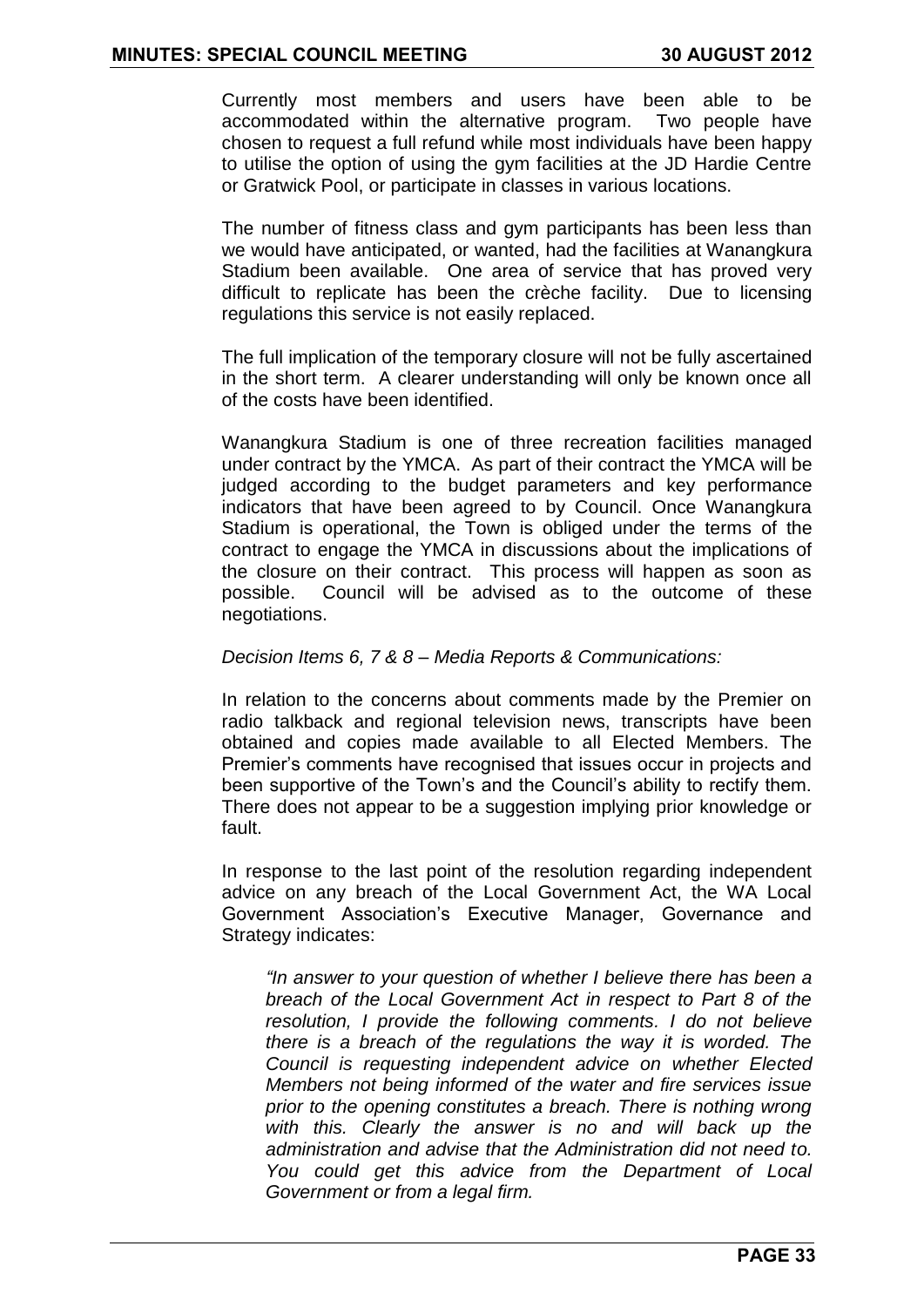Currently most members and users have been able to be accommodated within the alternative program. Two people have chosen to request a full refund while most individuals have been happy to utilise the option of using the gym facilities at the JD Hardie Centre or Gratwick Pool, or participate in classes in various locations.

The number of fitness class and gym participants has been less than we would have anticipated, or wanted, had the facilities at Wanangkura Stadium been available. One area of service that has proved very difficult to replicate has been the crèche facility. Due to licensing regulations this service is not easily replaced.

The full implication of the temporary closure will not be fully ascertained in the short term. A clearer understanding will only be known once all of the costs have been identified.

Wanangkura Stadium is one of three recreation facilities managed under contract by the YMCA. As part of their contract the YMCA will be judged according to the budget parameters and key performance indicators that have been agreed to by Council. Once Wanangkura Stadium is operational, the Town is obliged under the terms of the contract to engage the YMCA in discussions about the implications of the closure on their contract. This process will happen as soon as possible. Council will be advised as to the outcome of these negotiations.

*Decision Items 6, 7 & 8 – Media Reports & Communications:*

In relation to the concerns about comments made by the Premier on radio talkback and regional television news, transcripts have been obtained and copies made available to all Elected Members. The Premier's comments have recognised that issues occur in projects and been supportive of the Town's and the Council's ability to rectify them. There does not appear to be a suggestion implying prior knowledge or fault.

In response to the last point of the resolution regarding independent advice on any breach of the Local Government Act, the WA Local Government Association's Executive Manager, Governance and Strategy indicates:

> *"In answer to your question of whether I believe there has been a breach of the Local Government Act in respect to Part 8 of the resolution, I provide the following comments. I do not believe there is a breach of the regulations the way it is worded. The Council is requesting independent advice on whether Elected Members not being informed of the water and fire services issue prior to the opening constitutes a breach. There is nothing wrong with this. Clearly the answer is no and will back up the administration and advise that the Administration did not need to. You could get this advice from the Department of Local Government or from a legal firm.*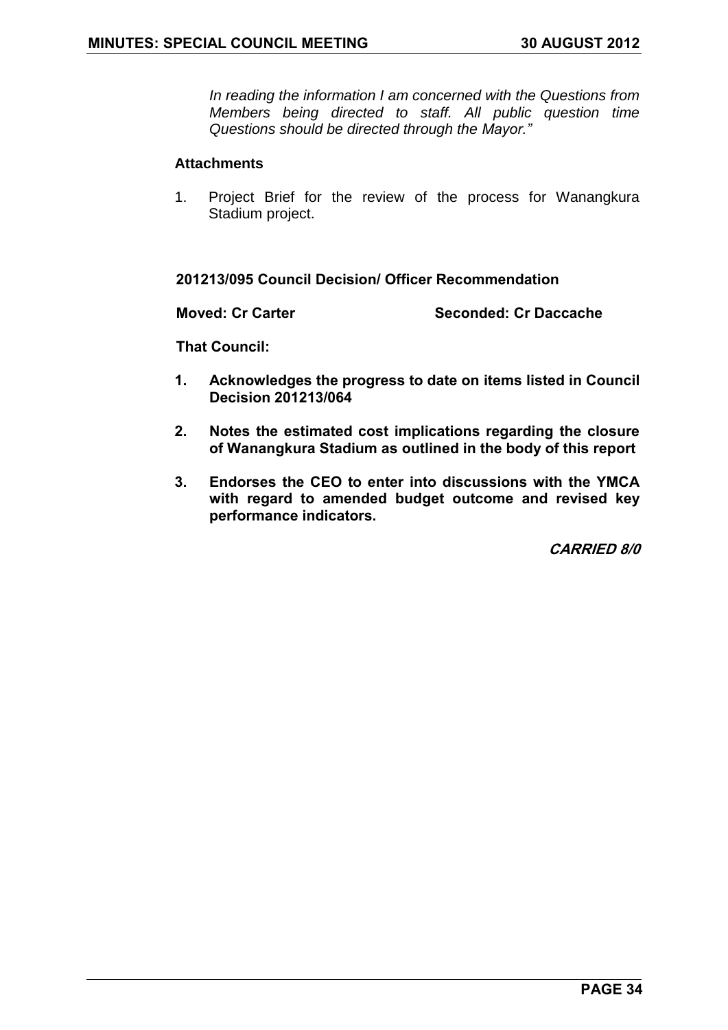*In reading the information I am concerned with the Questions from Members being directed to staff. All public question time Questions should be directed through the Mayor."*

**Attachments**

1. Project Brief for the review of the process for Wanangkura Stadium project.

**201213/095 Council Decision/ Officer Recommendation**

**Moved: Cr Carter** **Seconded: Cr Daccache**

**That Council:**

1. **Acknowledges the progress to date on items listed in Council Decision 201213/064**
2. **Notes the estimated cost implications regarding the closure of Wanangkura Stadium as outlined in the body of this report**
3. **Endorses the CEO to enter into discussions with the YMCA with regard to amended budget outcome and revised key performance indicators.**

***CARRIED 8/0***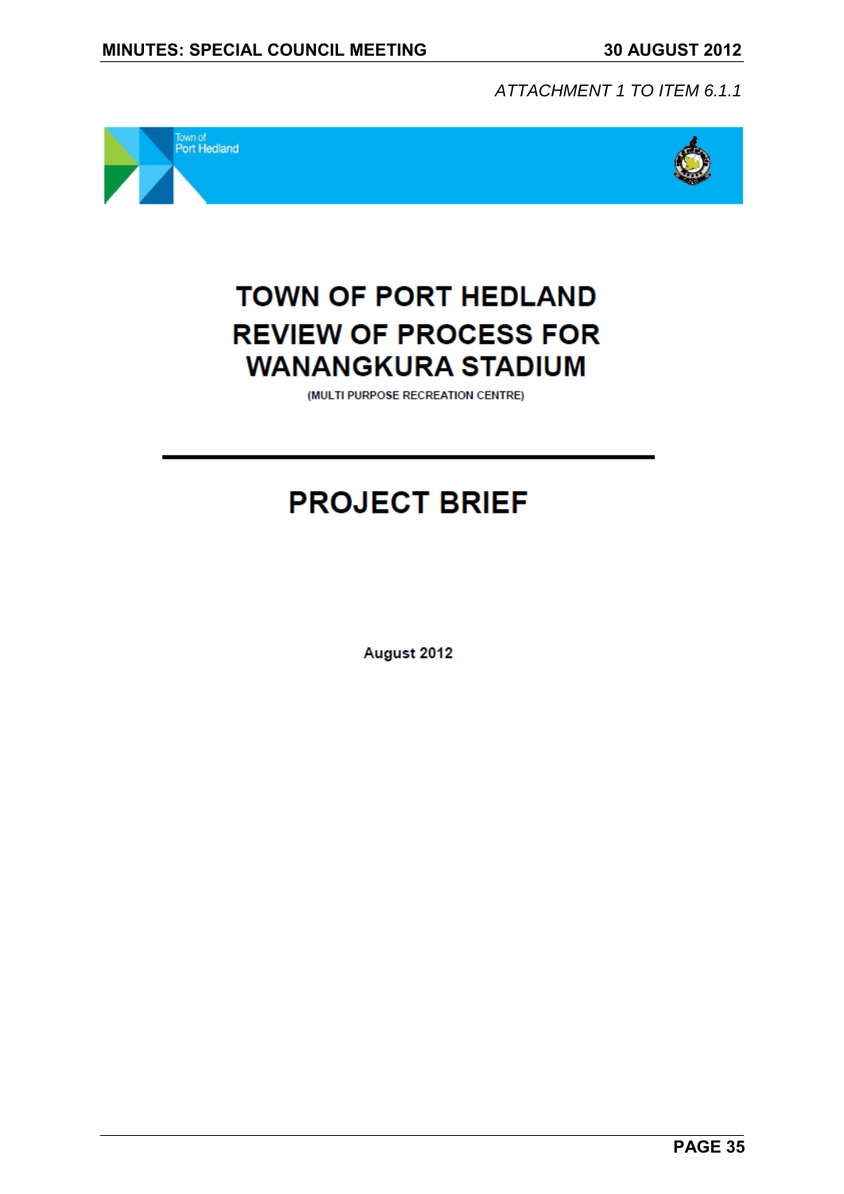*ATTACHMENT 1 TO ITEM 6.1.1*

Town of
Port Hedland

# TOWN OF PORT HEDLAND
# REVIEW OF PROCESS FOR WANANGKURA STADIUM

(MULTI PURPOSE RECREATION CENTRE)

---

# PROJECT BRIEF

**August 2012**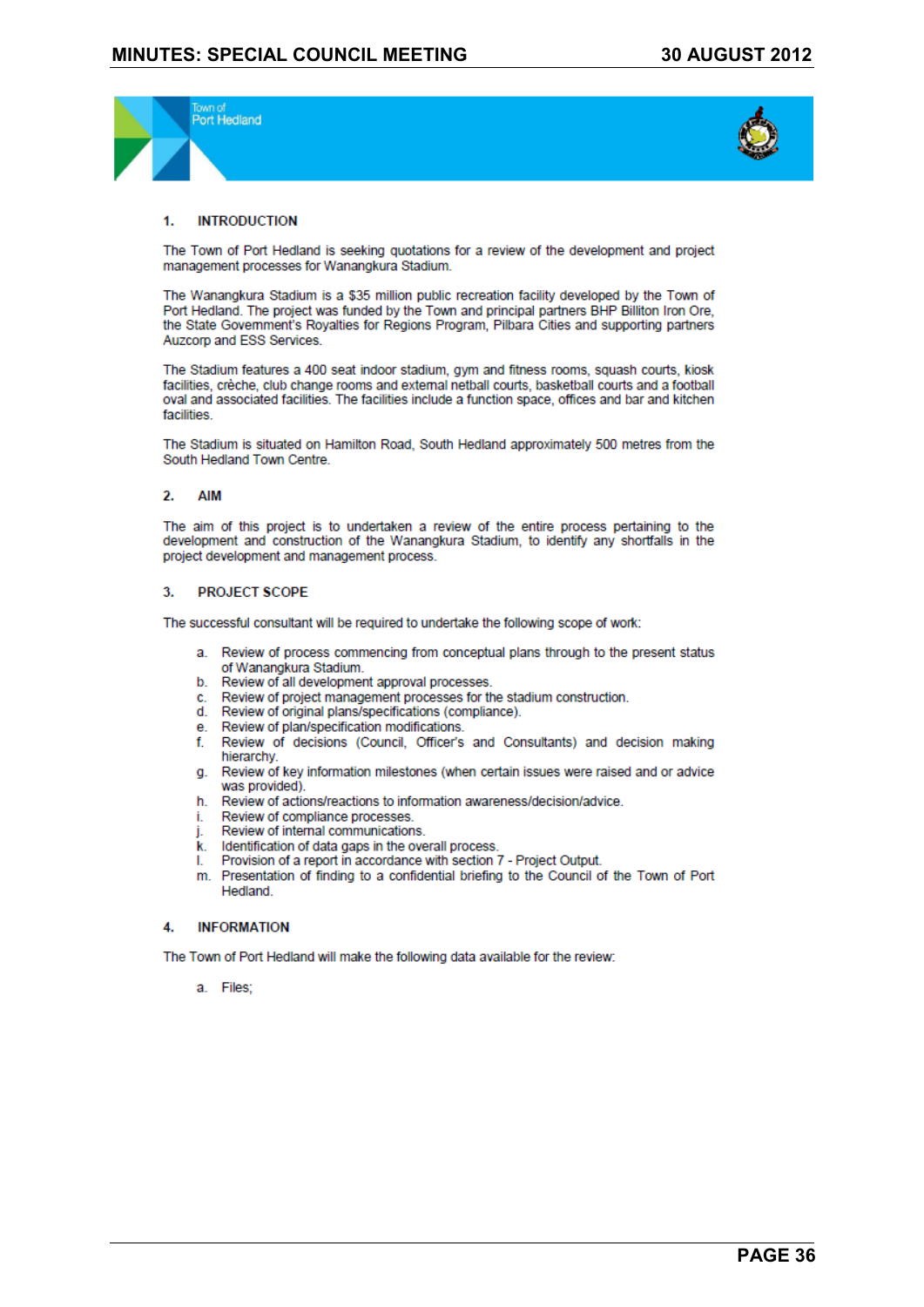Town of
Port Hedland

## 1. INTRODUCTION

The Town of Port Hedland is seeking quotations for a review of the development and project management processes for Wanangkura Stadium.

The Wanangkura Stadium is a $35 million public recreation facility developed by the Town of Port Hedland. The project was funded by the Town and principal partners BHP Billiton Iron Ore, the State Government's Royalties for Regions Program, Pilbara Cities and supporting partners Auzcorp and ESS Services.

The Stadium features a 400 seat indoor stadium, gym and fitness rooms, squash courts, kiosk facilities, crèche, club change rooms and external netball courts, basketball courts and a football oval and associated facilities. The facilities include a function space, offices and bar and kitchen facilities.

The Stadium is situated on Hamilton Road, South Hedland approximately 500 metres from the South Hedland Town Centre.

## 2. AIM

The aim of this project is to undertaken a review of the entire process pertaining to the development and construction of the Wanangkura Stadium, to identify any shortfalls in the project development and management process.

## 3. PROJECT SCOPE

The successful consultant will be required to undertake the following scope of work:

a. Review of process commencing from conceptual plans through to the present status of Wanangkura Stadium.
b. Review of all development approval processes.
c. Review of project management processes for the stadium construction.
d. Review of original plans/specifications (compliance).
e. Review of plan/specification modifications.
f. Review of decisions (Council, Officer's and Consultants) and decision making hierarchy.
g. Review of key information milestones (when certain issues were raised and or advice was provided).
h. Review of actions/reactions to information awareness/decision/advice.
i. Review of compliance processes.
j. Review of internal communications.
k. Identification of data gaps in the overall process.
l. Provision of a report in accordance with section 7 - Project Output.
m. Presentation of finding to a confidential briefing to the Council of the Town of Port Hedland.

## 4. INFORMATION

The Town of Port Hedland will make the following data available for the review:

a. Files;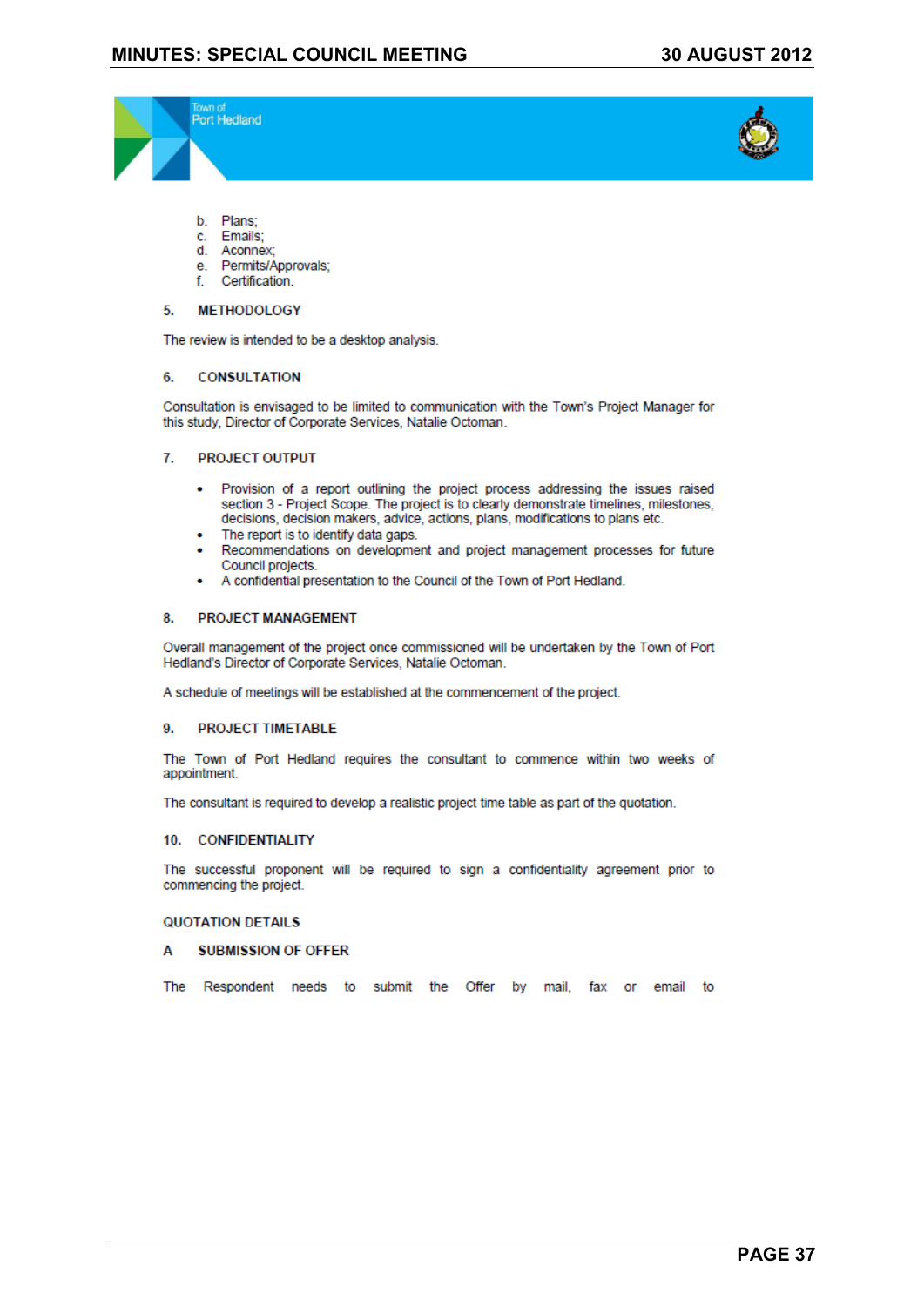b. Plans;
c. Emails;
d. Aconnex;
e. Permits/Approvals;
f. Certification.

## 5. METHODOLOGY

The review is intended to be a desktop analysis.

## 6. CONSULTATION

Consultation is envisaged to be limited to communication with the Town's Project Manager for this study, Director of Corporate Services, Natalie Octoman.

## 7. PROJECT OUTPUT

- Provision of a report outlining the project process addressing the issues raised section 3 - Project Scope. The project is to clearly demonstrate timelines, milestones, decisions, decision makers, advice, actions, plans, modifications to plans etc.
- The report is to identify data gaps.
- Recommendations on development and project management processes for future Council projects.
- A confidential presentation to the Council of the Town of Port Hedland.

## 8. PROJECT MANAGEMENT

Overall management of the project once commissioned will be undertaken by the Town of Port Hedland's Director of Corporate Services, Natalie Octoman.

A schedule of meetings will be established at the commencement of the project.

## 9. PROJECT TIMETABLE

The Town of Port Hedland requires the consultant to commence within two weeks of appointment.

The consultant is required to develop a realistic project time table as part of the quotation.

## 10. CONFIDENTIALITY

The successful proponent will be required to sign a confidentiality agreement prior to commencing the project.

## QUOTATION DETAILS

## A SUBMISSION OF OFFER

The Respondent needs to submit the Offer by mail, fax or email to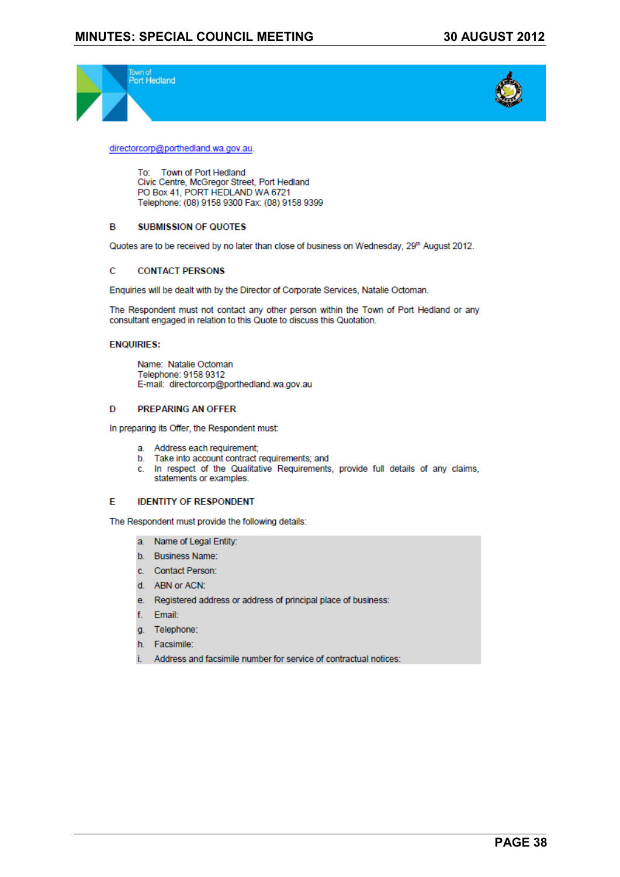Town of Port Hedland

directorcorp@porthedland.wa.gov.au.

To: Town of Port Hedland
Civic Centre, McGregor Street, Port Hedland
PO Box 41, PORT HEDLAND WA 6721
Telephone: (08) 9158 9300 Fax: (08) 9158 9399

**B SUBMISSION OF QUOTES**

Quotes are to be received by no later than close of business on Wednesday, 29th August 2012.

**C CONTACT PERSONS**

Enquiries will be dealt with by the Director of Corporate Services, Natalie Octoman.

The Respondent must not contact any other person within the Town of Port Hedland or any consultant engaged in relation to this Quote to discuss this Quotation.

**ENQUIRIES:**

Name: Natalie Octoman
Telephone: 9158 9312
E-mail: directorcorp@porthedland.wa.gov.au

**D PREPARING AN OFFER**

In preparing its Offer, the Respondent must:

a. Address each requirement;
b. Take into account contract requirements; and
c. In respect of the Qualitative Requirements, provide full details of any claims, statements or examples.

**E IDENTITY OF RESPONDENT**

The Respondent must provide the following details:

a. Name of Legal Entity:
b. Business Name:
c. Contact Person:
d. ABN or ACN:
e. Registered address or address of principal place of business:
f. Email:
g. Telephone:
h. Facsimile:
i. Address and facsimile number for service of contractual notices: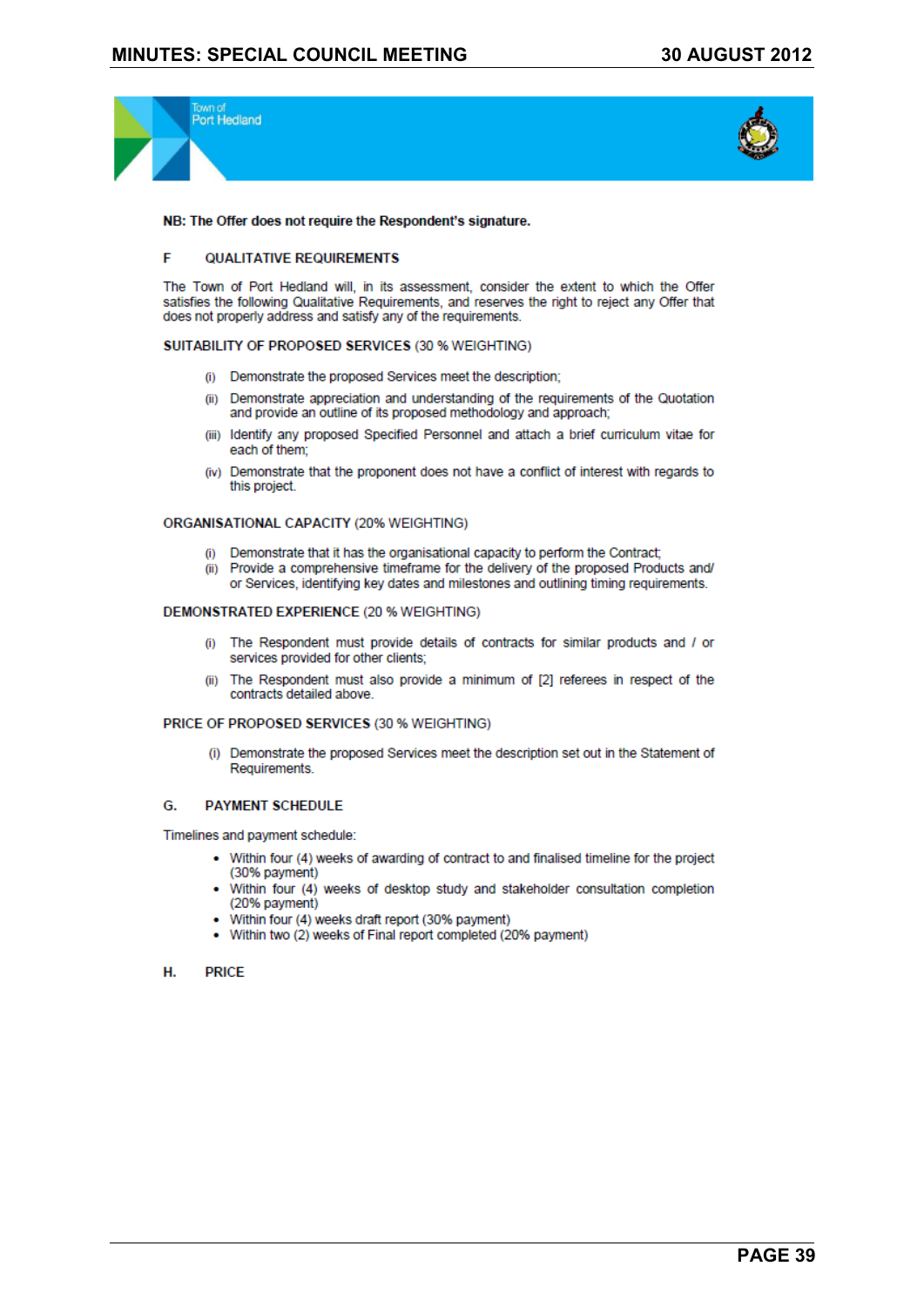**NB: The Offer does not require the Respondent's signature.**

## F QUALITATIVE REQUIREMENTS

The Town of Port Hedland will, in its assessment, consider the extent to which the Offer satisfies the following Qualitative Requirements, and reserves the right to reject any Offer that does not properly address and satisfy any of the requirements.

**SUITABILITY OF PROPOSED SERVICES** (30 % WEIGHTING)

(i) Demonstrate the proposed Services meet the description;

(ii) Demonstrate appreciation and understanding of the requirements of the Quotation and provide an outline of its proposed methodology and approach;

(iii) Identify any proposed Specified Personnel and attach a brief curriculum vitae for each of them;

(iv) Demonstrate that the proponent does not have a conflict of interest with regards to this project.

**ORGANISATIONAL CAPACITY** (20% WEIGHTING)

(i) Demonstrate that it has the organisational capacity to perform the Contract;

(ii) Provide a comprehensive timeframe for the delivery of the proposed Products and/ or Services, identifying key dates and milestones and outlining timing requirements.

**DEMONSTRATED EXPERIENCE** (20 % WEIGHTING)

(i) The Respondent must provide details of contracts for similar products and / or services provided for other clients;

(ii) The Respondent must also provide a minimum of [2] referees in respect of the contracts detailed above.

**PRICE OF PROPOSED SERVICES** (30 % WEIGHTING)

(i) Demonstrate the proposed Services meet the description set out in the Statement of Requirements.

## G. PAYMENT SCHEDULE

Timelines and payment schedule:

- Within four (4) weeks of awarding of contract to and finalised timeline for the project (30% payment)
- Within four (4) weeks of desktop study and stakeholder consultation completion (20% payment)
- Within four (4) weeks draft report (30% payment)
- Within two (2) weeks of Final report completed (20% payment)

## H. PRICE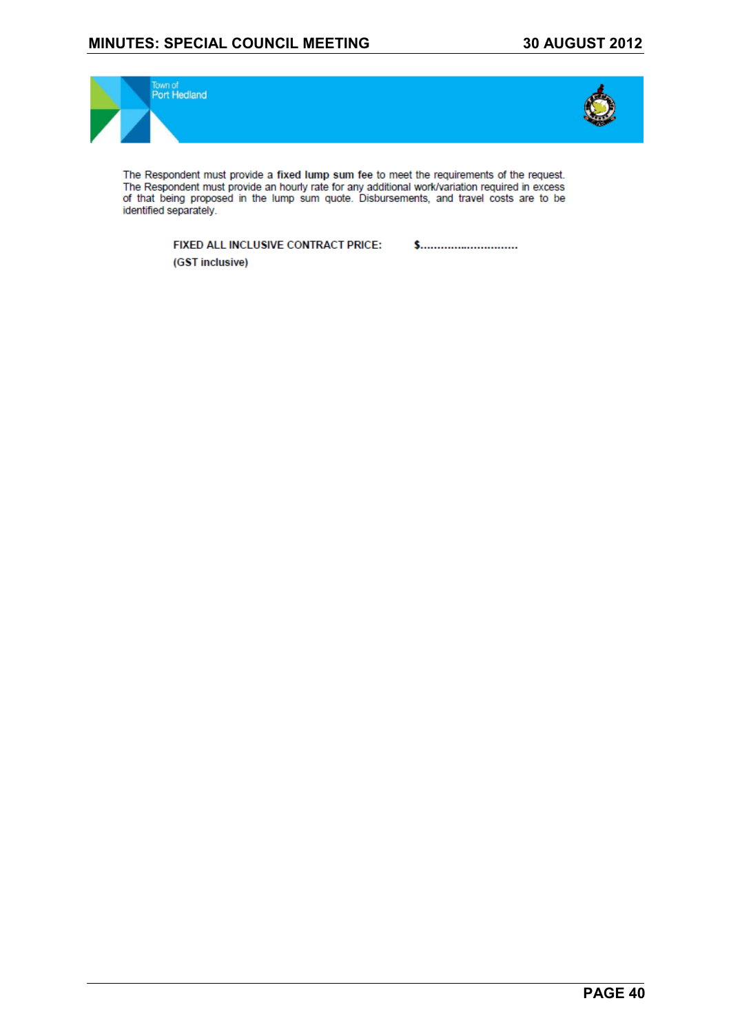Town of
Port Hedland

The Respondent must provide a **fixed lump sum fee** to meet the requirements of the request. The Respondent must provide an hourly rate for any additional work/variation required in excess of that being proposed in the lump sum quote. Disbursements, and travel costs are to be identified separately.

**FIXED ALL INCLUSIVE CONTRACT PRICE:** **$.............................**

**(GST inclusive)**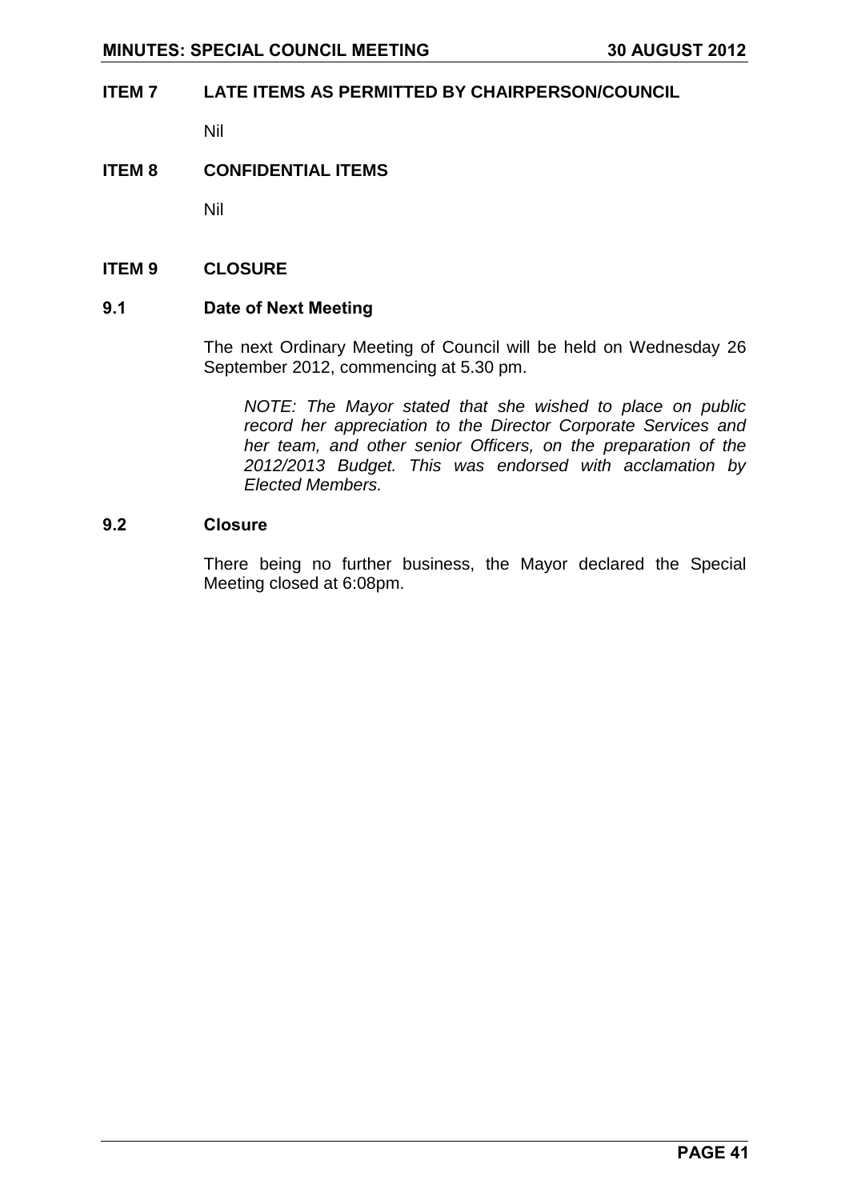## ITEM 7 LATE ITEMS AS PERMITTED BY CHAIRPERSON/COUNCIL

Nil

## ITEM 8 CONFIDENTIAL ITEMS

Nil

## ITEM 9 CLOSURE

### 9.1 Date of Next Meeting

The next Ordinary Meeting of Council will be held on Wednesday 26 September 2012, commencing at 5.30 pm.

*NOTE: The Mayor stated that she wished to place on public record her appreciation to the Director Corporate Services and her team, and other senior Officers, on the preparation of the 2012/2013 Budget. This was endorsed with acclamation by Elected Members.*

### 9.2 Closure

There being no further business, the Mayor declared the Special Meeting closed at 6:08pm.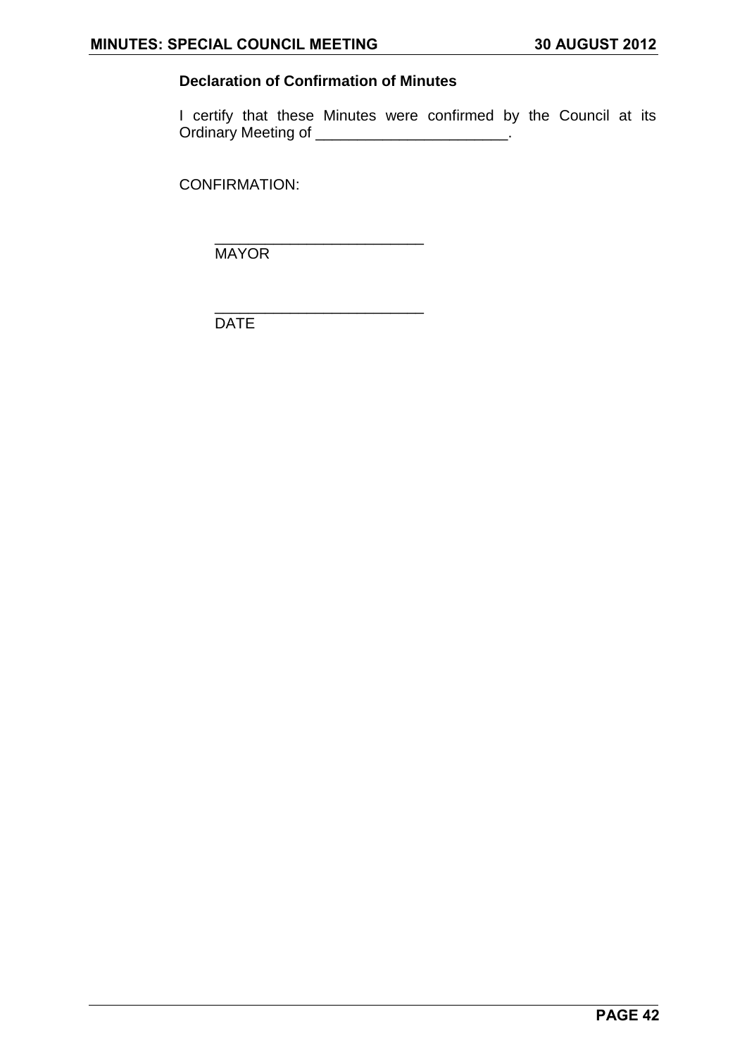**Declaration of Confirmation of Minutes**

I certify that these Minutes were confirmed by the Council at its Ordinary Meeting of \_\_\_\_\_\_\_\_\_\_\_\_\_\_\_\_\_\_\_\_\_\_\_\_.

CONFIRMATION:

\_\_\_\_\_\_\_\_\_\_\_\_\_\_\_\_\_\_\_\_\_\_\_\_\_\_
MAYOR

\_\_\_\_\_\_\_\_\_\_\_\_\_\_\_\_\_\_\_\_\_\_\_\_\_\_
DATE